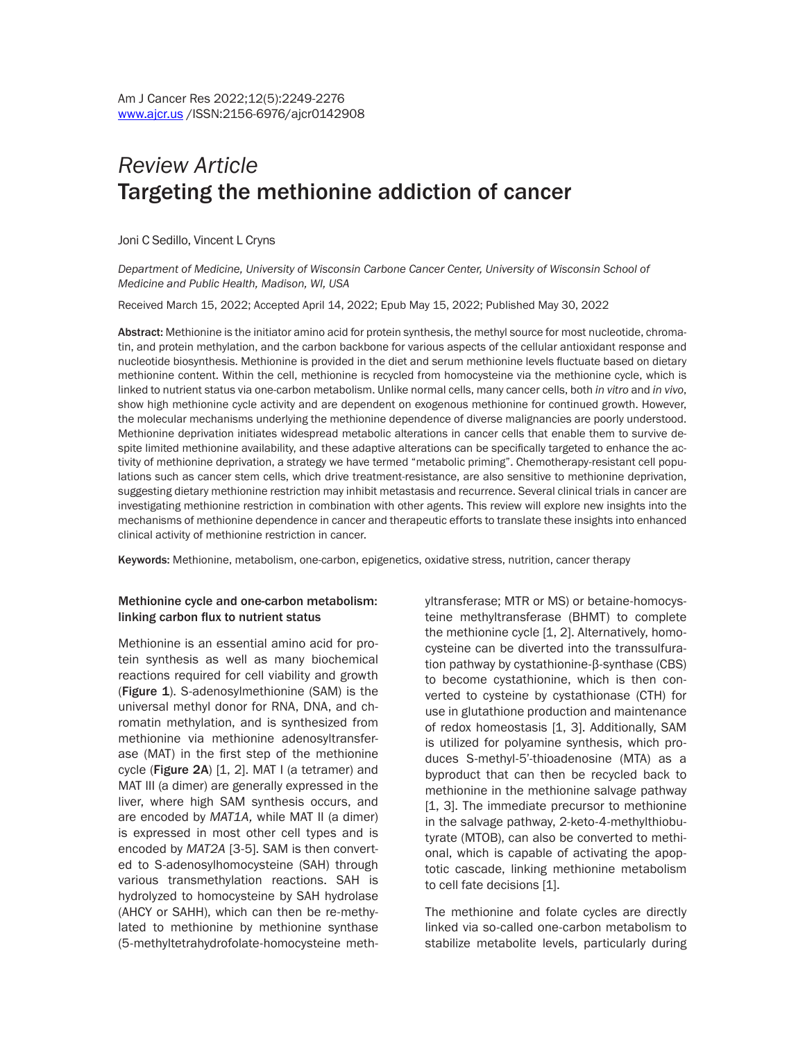# *Review Article*
# Targeting the methionine addiction of cancer

Joni C Sedillo, Vincent L Cryns

*Department of Medicine, University of Wisconsin Carbone Cancer Center, University of Wisconsin School of Medicine and Public Health, Madison, WI, USA*

Received March 15, 2022; Accepted April 14, 2022; Epub May 15, 2022; Published May 30, 2022

**Abstract:** Methionine is the initiator amino acid for protein synthesis, the methyl source for most nucleotide, chromatin, and protein methylation, and the carbon backbone for various aspects of the cellular antioxidant response and nucleotide biosynthesis. Methionine is provided in the diet and serum methionine levels fluctuate based on dietary methionine content. Within the cell, methionine is recycled from homocysteine via the methionine cycle, which is linked to nutrient status via one-carbon metabolism. Unlike normal cells, many cancer cells, both *in vitro* and *in vivo*, show high methionine cycle activity and are dependent on exogenous methionine for continued growth. However, the molecular mechanisms underlying the methionine dependence of diverse malignancies are poorly understood. Methionine deprivation initiates widespread metabolic alterations in cancer cells that enable them to survive despite limited methionine availability, and these adaptive alterations can be specifically targeted to enhance the activity of methionine deprivation, a strategy we have termed "metabolic priming". Chemotherapy-resistant cell populations such as cancer stem cells, which drive treatment-resistance, are also sensitive to methionine deprivation, suggesting dietary methionine restriction may inhibit metastasis and recurrence. Several clinical trials in cancer are investigating methionine restriction in combination with other agents. This review will explore new insights into the mechanisms of methionine dependence in cancer and therapeutic efforts to translate these insights into enhanced clinical activity of methionine restriction in cancer.

**Keywords:** Methionine, metabolism, one-carbon, epigenetics, oxidative stress, nutrition, cancer therapy

## Methionine cycle and one-carbon metabolism: linking carbon flux to nutrient status

Methionine is an essential amino acid for protein synthesis as well as many biochemical reactions required for cell viability and growth (**Figure 1**). S-adenosylmethionine (SAM) is the universal methyl donor for RNA, DNA, and chromatin methylation, and is synthesized from methionine via methionine adenosyltransferase (MAT) in the first step of the methionine cycle (**Figure 2A**) [1, 2]. MAT I (a tetramer) and MAT III (a dimer) are generally expressed in the liver, where high SAM synthesis occurs, and are encoded by *MAT1A*, while MAT II (a dimer) is expressed in most other cell types and is encoded by *MAT2A* [3-5]. SAM is then converted to S-adenosylhomocysteine (SAH) through various transmethylation reactions. SAH is hydrolyzed to homocysteine by SAH hydrolase (AHCY or SAHH), which can then be re-methylated to methionine by methionine synthase (5-methyltetrahydrofolate-homocysteine methyltransferase; MTR or MS) or betaine-homocysteine methyltransferase (BHMT) to complete the methionine cycle [1, 2]. Alternatively, homocysteine can be diverted into the transsulfuration pathway by cystathionine-β-synthase (CBS) to become cystathionine, which is then converted to cysteine by cystathionase (CTH) for use in glutathione production and maintenance of redox homeostasis [1, 3]. Additionally, SAM is utilized for polyamine synthesis, which produces S-methyl-5'-thioadenosine (MTA) as a byproduct that can then be recycled back to methionine in the methionine salvage pathway [1, 3]. The immediate precursor to methionine in the salvage pathway, 2-keto-4-methylthiobutyrate (MTOB), can also be converted to methional, which is capable of activating the apoptotic cascade, linking methionine metabolism to cell fate decisions [1].

The methionine and folate cycles are directly linked via so-called one-carbon metabolism to stabilize metabolite levels, particularly during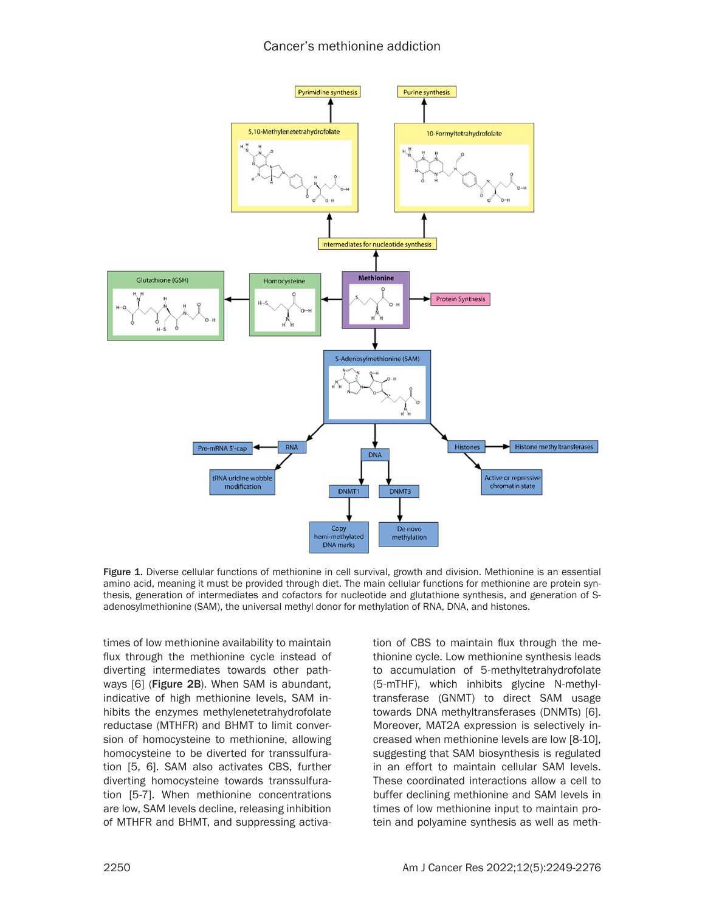Figure 1. Diverse cellular functions of methionine in cell survival, growth and division. Methionine is an essential amino acid, meaning it must be provided through diet. The main cellular functions for methionine are protein synthesis, generation of intermediates and cofactors for nucleotide and glutathione synthesis, and generation of S-adenosylmethionine (SAM), the universal methyl donor for methylation of RNA, DNA, and histones.

times of low methionine availability to maintain flux through the methionine cycle instead of diverting intermediates towards other pathways [6] (**Figure 2B**). When SAM is abundant, indicative of high methionine levels, SAM inhibits the enzymes methylenetetrahydrofolate reductase (MTHFR) and BHMT to limit conversion of homocysteine to methionine, allowing homocysteine to be diverted for transsulfuration [5, 6]. SAM also activates CBS, further diverting homocysteine towards transsulfuration [5-7]. When methionine concentrations are low, SAM levels decline, releasing inhibition of MTHFR and BHMT, and suppressing activation of CBS to maintain flux through the methionine cycle. Low methionine synthesis leads to accumulation of 5-methyltetrahydrofolate (5-mTHF), which inhibits glycine N-methyltransferase (GNMT) to direct SAM usage towards DNA methyltransferases (DNMTs) [6]. Moreover, MAT2A expression is selectively increased when methionine levels are low [8-10], suggesting that SAM biosynthesis is regulated in an effort to maintain cellular SAM levels. These coordinated interactions allow a cell to buffer declining methionine and SAM levels in times of low methionine input to maintain protein and polyamine synthesis as well as meth-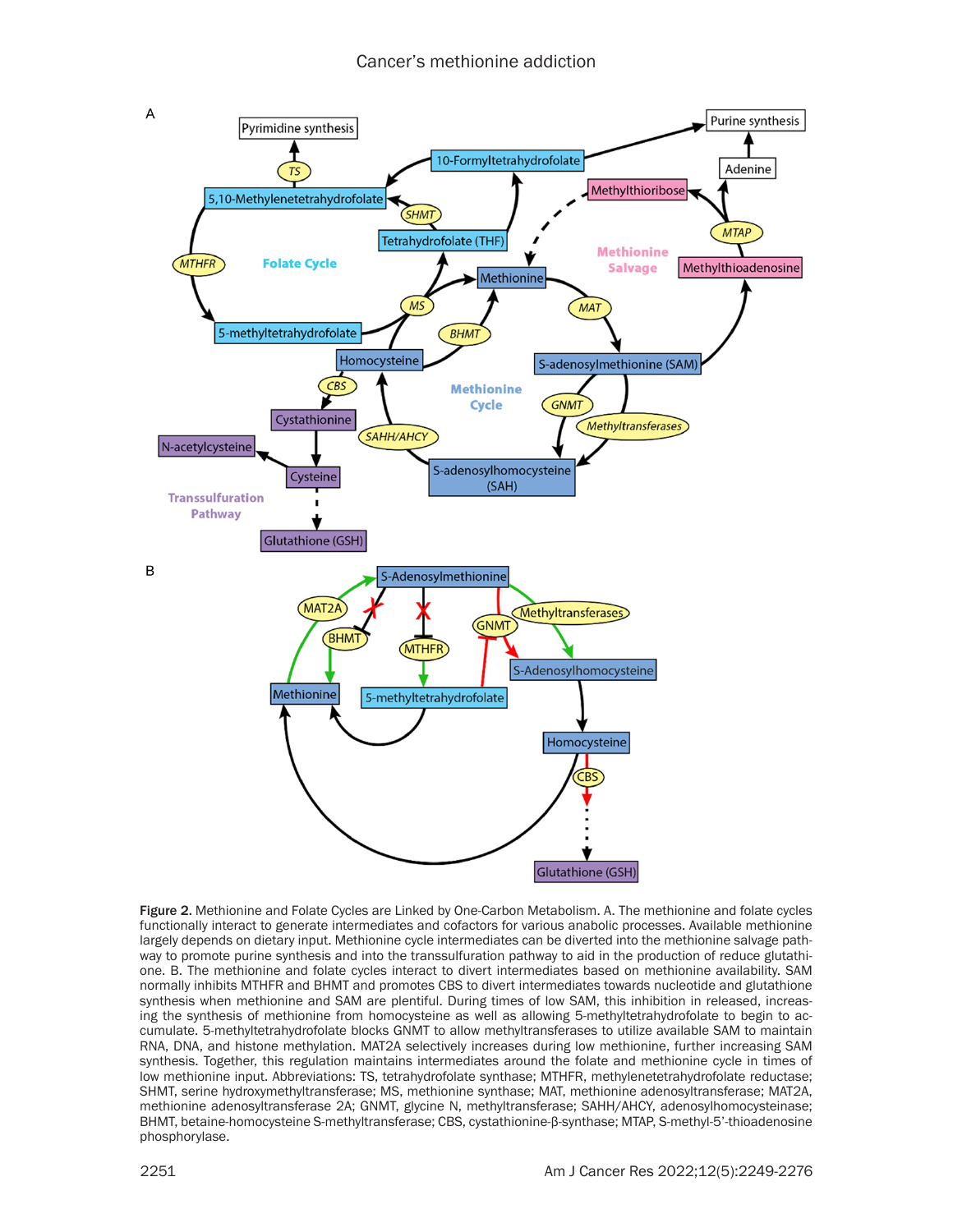**Figure 2.** Methionine and Folate Cycles are Linked by One-Carbon Metabolism. A. The methionine and folate cycles functionally interact to generate intermediates and cofactors for various anabolic processes. Available methionine largely depends on dietary input. Methionine cycle intermediates can be diverted into the methionine salvage pathway to promote purine synthesis and into the transsulfuration pathway to aid in the production of reduce glutathione. B. The methionine and folate cycles interact to divert intermediates based on methionine availability. SAM normally inhibits MTHFR and BHMT and promotes CBS to divert intermediates towards nucleotide and glutathione synthesis when methionine and SAM are plentiful. During times of low SAM, this inhibition in released, increasing the synthesis of methionine from homocysteine as well as allowing 5-methyltetrahydrofolate to begin to accumulate. 5-methyltetrahydrofolate blocks GNMT to allow methyltransferases to utilize available SAM to maintain RNA, DNA, and histone methylation. MAT2A selectively increases during low methionine, further increasing SAM synthesis. Together, this regulation maintains intermediates around the folate and methionine cycle in times of low methionine input. Abbreviations: TS, tetrahydrofolate synthase; MTHFR, methylenetetrahydrofolate reductase; SHMT, serine hydroxymethyltransferase; MS, methionine synthase; MAT, methionine adenosyltransferase; MAT2A, methionine adenosyltransferase 2A; GNMT, glycine N, methyltransferase; SAHH/AHCY, adenosylhomocysteinase; BHMT, betaine-homocysteine S-methyltransferase; CBS, cystathionine-β-synthase; MTAP, S-methyl-5'-thioadenosine phosphorylase.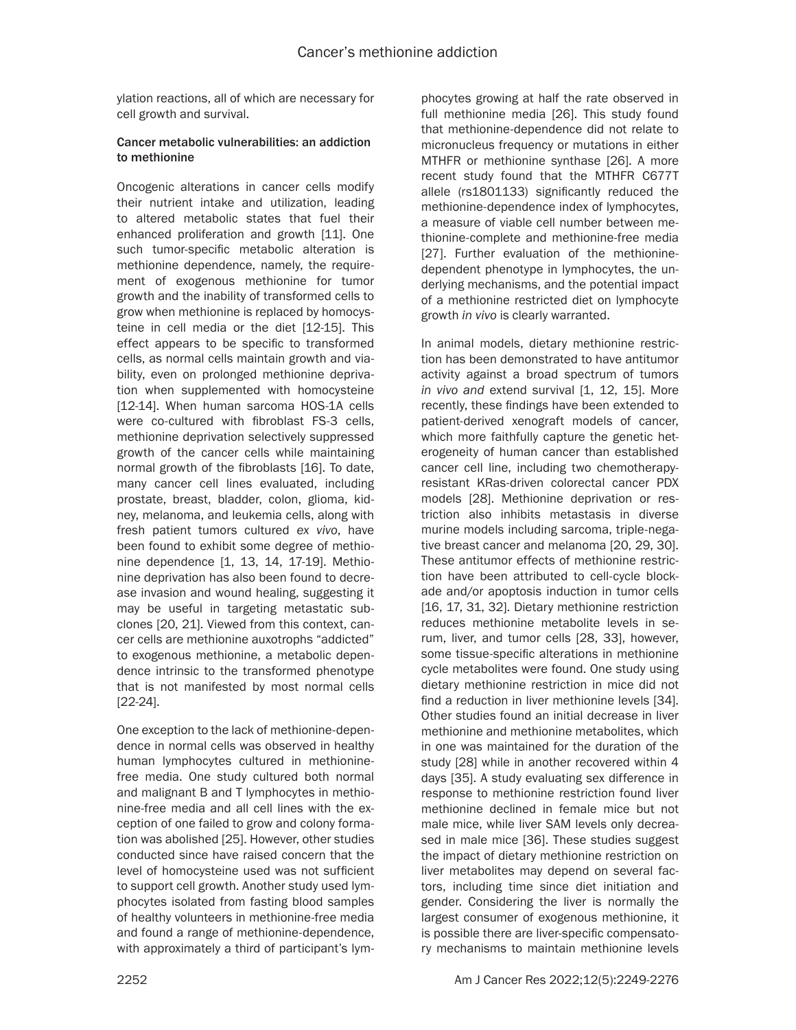ylation reactions, all of which are necessary for cell growth and survival.

### Cancer metabolic vulnerabilities: an addiction to methionine

Oncogenic alterations in cancer cells modify their nutrient intake and utilization, leading to altered metabolic states that fuel their enhanced proliferation and growth [11]. One such tumor-specific metabolic alteration is methionine dependence, namely, the requirement of exogenous methionine for tumor growth and the inability of transformed cells to grow when methionine is replaced by homocysteine in cell media or the diet [12-15]. This effect appears to be specific to transformed cells, as normal cells maintain growth and viability, even on prolonged methionine deprivation when supplemented with homocysteine [12-14]. When human sarcoma HOS-1A cells were co-cultured with fibroblast FS-3 cells, methionine deprivation selectively suppressed growth of the cancer cells while maintaining normal growth of the fibroblasts [16]. To date, many cancer cell lines evaluated, including prostate, breast, bladder, colon, glioma, kidney, melanoma, and leukemia cells, along with fresh patient tumors cultured *ex vivo*, have been found to exhibit some degree of methionine dependence [1, 13, 14, 17-19]. Methionine deprivation has also been found to decrease invasion and wound healing, suggesting it may be useful in targeting metastatic subclones [20, 21]. Viewed from this context, cancer cells are methionine auxotrophs "addicted" to exogenous methionine, a metabolic dependence intrinsic to the transformed phenotype that is not manifested by most normal cells [22-24].

One exception to the lack of methionine-dependence in normal cells was observed in healthy human lymphocytes cultured in methionine-free media. One study cultured both normal and malignant B and T lymphocytes in methionine-free media and all cell lines with the exception of one failed to grow and colony formation was abolished [25]. However, other studies conducted since have raised concern that the level of homocysteine used was not sufficient to support cell growth. Another study used lymphocytes isolated from fasting blood samples of healthy volunteers in methionine-free media and found a range of methionine-dependence, with approximately a third of participant's lymphocytes growing at half the rate observed in full methionine media [26]. This study found that methionine-dependence did not relate to micronucleus frequency or mutations in either MTHFR or methionine synthase [26]. A more recent study found that the MTHFR C677T allele (rs1801133) significantly reduced the methionine-dependence index of lymphocytes, a measure of viable cell number between methionine-complete and methionine-free media [27]. Further evaluation of the methionine-dependent phenotype in lymphocytes, the underlying mechanisms, and the potential impact of a methionine restricted diet on lymphocyte growth *in vivo* is clearly warranted.

In animal models, dietary methionine restriction has been demonstrated to have antitumor activity against a broad spectrum of tumors *in vivo and* extend survival [1, 12, 15]. More recently, these findings have been extended to patient-derived xenograft models of cancer, which more faithfully capture the genetic heterogeneity of human cancer than established cancer cell line, including two chemotherapy-resistant KRas-driven colorectal cancer PDX models [28]. Methionine deprivation or restriction also inhibits metastasis in diverse murine models including sarcoma, triple-negative breast cancer and melanoma [20, 29, 30]. These antitumor effects of methionine restriction have been attributed to cell-cycle blockade and/or apoptosis induction in tumor cells [16, 17, 31, 32]. Dietary methionine restriction reduces methionine metabolite levels in serum, liver, and tumor cells [28, 33], however, some tissue-specific alterations in methionine cycle metabolites were found. One study using dietary methionine restriction in mice did not find a reduction in liver methionine levels [34]. Other studies found an initial decrease in liver methionine and methionine metabolites, which in one was maintained for the duration of the study [28] while in another recovered within 4 days [35]. A study evaluating sex difference in response to methionine restriction found liver methionine declined in female mice but not male mice, while liver SAM levels only decreased in male mice [36]. These studies suggest the impact of dietary methionine restriction on liver metabolites may depend on several factors, including time since diet initiation and gender. Considering the liver is normally the largest consumer of exogenous methionine, it is possible there are liver-specific compensatory mechanisms to maintain methionine levels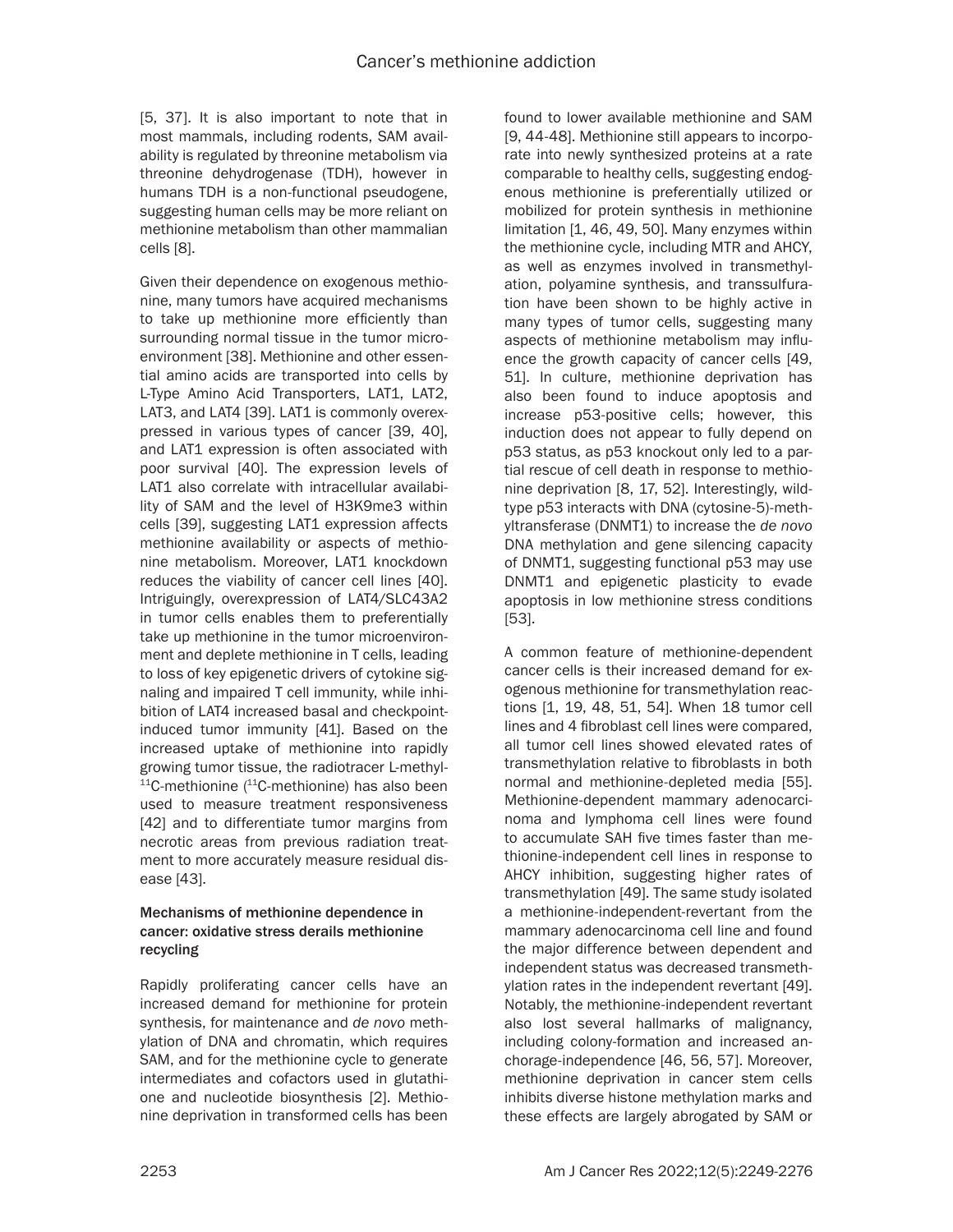[5, 37]. It is also important to note that in most mammals, including rodents, SAM availability is regulated by threonine metabolism via threonine dehydrogenase (TDH), however in humans TDH is a non-functional pseudogene, suggesting human cells may be more reliant on methionine metabolism than other mammalian cells [8].

Given their dependence on exogenous methionine, many tumors have acquired mechanisms to take up methionine more efficiently than surrounding normal tissue in the tumor microenvironment [38]. Methionine and other essential amino acids are transported into cells by L-Type Amino Acid Transporters, LAT1, LAT2, LAT3, and LAT4 [39]. LAT1 is commonly overexpressed in various types of cancer [39, 40], and LAT1 expression is often associated with poor survival [40]. The expression levels of LAT1 also correlate with intracellular availability of SAM and the level of H3K9me3 within cells [39], suggesting LAT1 expression affects methionine availability or aspects of methionine metabolism. Moreover, LAT1 knockdown reduces the viability of cancer cell lines [40]. Intriguingly, overexpression of LAT4/SLC43A2 in tumor cells enables them to preferentially take up methionine in the tumor microenvironment and deplete methionine in T cells, leading to loss of key epigenetic drivers of cytokine signaling and impaired T cell immunity, while inhibition of LAT4 increased basal and checkpoint-induced tumor immunity [41]. Based on the increased uptake of methionine into rapidly growing tumor tissue, the radiotracer L-methyl-$^{11}$C-methionine ($^{11}$C-methionine) has also been used to measure treatment responsiveness [42] and to differentiate tumor margins from necrotic areas from previous radiation treatment to more accurately measure residual disease [43].

### Mechanisms of methionine dependence in cancer: oxidative stress derails methionine recycling

Rapidly proliferating cancer cells have an increased demand for methionine for protein synthesis, for maintenance and *de novo* methylation of DNA and chromatin, which requires SAM, and for the methionine cycle to generate intermediates and cofactors used in glutathione and nucleotide biosynthesis [2]. Methionine deprivation in transformed cells has been found to lower available methionine and SAM [9, 44-48]. Methionine still appears to incorporate into newly synthesized proteins at a rate comparable to healthy cells, suggesting endogenous methionine is preferentially utilized or mobilized for protein synthesis in methionine limitation [1, 46, 49, 50]. Many enzymes within the methionine cycle, including MTR and AHCY, as well as enzymes involved in transmethylation, polyamine synthesis, and transsulfuration have been shown to be highly active in many types of tumor cells, suggesting many aspects of methionine metabolism may influence the growth capacity of cancer cells [49, 51]. In culture, methionine deprivation has also been found to induce apoptosis and increase p53-positive cells; however, this induction does not appear to fully depend on p53 status, as p53 knockout only led to a partial rescue of cell death in response to methionine deprivation [8, 17, 52]. Interestingly, wild-type p53 interacts with DNA (cytosine-5)-methyltransferase (DNMT1) to increase the *de novo* DNA methylation and gene silencing capacity of DNMT1, suggesting functional p53 may use DNMT1 and epigenetic plasticity to evade apoptosis in low methionine stress conditions [53].

A common feature of methionine-dependent cancer cells is their increased demand for exogenous methionine for transmethylation reactions [1, 19, 48, 51, 54]. When 18 tumor cell lines and 4 fibroblast cell lines were compared, all tumor cell lines showed elevated rates of transmethylation relative to fibroblasts in both normal and methionine-depleted media [55]. Methionine-dependent mammary adenocarcinoma and lymphoma cell lines were found to accumulate SAH five times faster than methionine-independent cell lines in response to AHCY inhibition, suggesting higher rates of transmethylation [49]. The same study isolated a methionine-independent-revertant from the mammary adenocarcinoma cell line and found the major difference between dependent and independent status was decreased transmethylation rates in the independent revertant [49]. Notably, the methionine-independent revertant also lost several hallmarks of malignancy, including colony-formation and increased anchorage-independence [46, 56, 57]. Moreover, methionine deprivation in cancer stem cells inhibits diverse histone methylation marks and these effects are largely abrogated by SAM or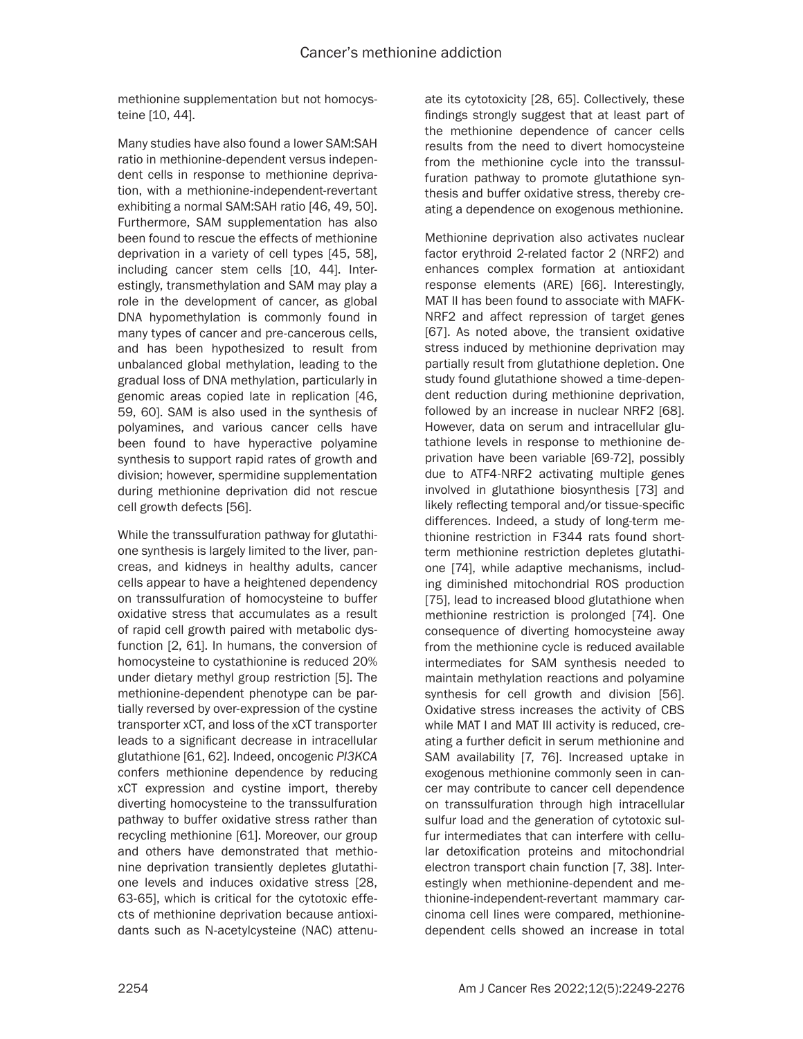methionine supplementation but not homocysteine [10, 44].

Many studies have also found a lower SAM:SAH ratio in methionine-dependent versus independent cells in response to methionine deprivation, with a methionine-independent-revertant exhibiting a normal SAM:SAH ratio [46, 49, 50]. Furthermore, SAM supplementation has also been found to rescue the effects of methionine deprivation in a variety of cell types [45, 58], including cancer stem cells [10, 44]. Interestingly, transmethylation and SAM may play a role in the development of cancer, as global DNA hypomethylation is commonly found in many types of cancer and pre-cancerous cells, and has been hypothesized to result from unbalanced global methylation, leading to the gradual loss of DNA methylation, particularly in genomic areas copied late in replication [46, 59, 60]. SAM is also used in the synthesis of polyamines, and various cancer cells have been found to have hyperactive polyamine synthesis to support rapid rates of growth and division; however, spermidine supplementation during methionine deprivation did not rescue cell growth defects [56].

While the transsulfuration pathway for glutathione synthesis is largely limited to the liver, pancreas, and kidneys in healthy adults, cancer cells appear to have a heightened dependency on transsulfuration of homocysteine to buffer oxidative stress that accumulates as a result of rapid cell growth paired with metabolic dysfunction [2, 61]. In humans, the conversion of homocysteine to cystathionine is reduced 20% under dietary methyl group restriction [5]. The methionine-dependent phenotype can be partially reversed by over-expression of the cystine transporter xCT, and loss of the xCT transporter leads to a significant decrease in intracellular glutathione [61, 62]. Indeed, oncogenic *PI3KCA* confers methionine dependence by reducing xCT expression and cystine import, thereby diverting homocysteine to the transsulfuration pathway to buffer oxidative stress rather than recycling methionine [61]. Moreover, our group and others have demonstrated that methionine deprivation transiently depletes glutathione levels and induces oxidative stress [28, 63-65], which is critical for the cytotoxic effects of methionine deprivation because antioxidants such as N-acetylcysteine (NAC) attenuate its cytotoxicity [28, 65]. Collectively, these findings strongly suggest that at least part of the methionine dependence of cancer cells results from the need to divert homocysteine from the methionine cycle into the transsulfuration pathway to promote glutathione synthesis and buffer oxidative stress, thereby creating a dependence on exogenous methionine.

Methionine deprivation also activates nuclear factor erythroid 2-related factor 2 (NRF2) and enhances complex formation at antioxidant response elements (ARE) [66]. Interestingly, MAT II has been found to associate with MAFK-NRF2 and affect repression of target genes [67]. As noted above, the transient oxidative stress induced by methionine deprivation may partially result from glutathione depletion. One study found glutathione showed a time-dependent reduction during methionine deprivation, followed by an increase in nuclear NRF2 [68]. However, data on serum and intracellular glutathione levels in response to methionine deprivation have been variable [69-72], possibly due to ATF4-NRF2 activating multiple genes involved in glutathione biosynthesis [73] and likely reflecting temporal and/or tissue-specific differences. Indeed, a study of long-term methionine restriction in F344 rats found short-term methionine restriction depletes glutathione [74], while adaptive mechanisms, including diminished mitochondrial ROS production [75], lead to increased blood glutathione when methionine restriction is prolonged [74]. One consequence of diverting homocysteine away from the methionine cycle is reduced available intermediates for SAM synthesis needed to maintain methylation reactions and polyamine synthesis for cell growth and division [56]. Oxidative stress increases the activity of CBS while MAT I and MAT III activity is reduced, creating a further deficit in serum methionine and SAM availability [7, 76]. Increased uptake in exogenous methionine commonly seen in cancer may contribute to cancer cell dependence on transsulfuration through high intracellular sulfur load and the generation of cytotoxic sulfur intermediates that can interfere with cellular detoxification proteins and mitochondrial electron transport chain function [7, 38]. Interestingly when methionine-dependent and methionine-independent-revertant mammary carcinoma cell lines were compared, methionine-dependent cells showed an increase in total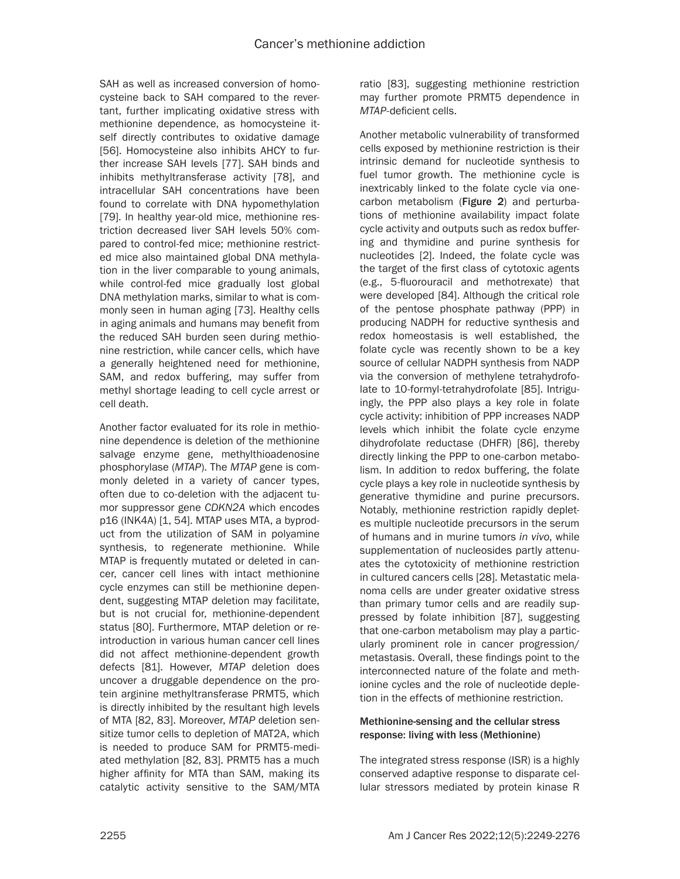SAH as well as increased conversion of homocysteine back to SAH compared to the revertant, further implicating oxidative stress with methionine dependence, as homocysteine itself directly contributes to oxidative damage [56]. Homocysteine also inhibits AHCY to further increase SAH levels [77]. SAH binds and inhibits methyltransferase activity [78], and intracellular SAH concentrations have been found to correlate with DNA hypomethylation [79]. In healthy year-old mice, methionine restriction decreased liver SAH levels 50% compared to control-fed mice; methionine restricted mice also maintained global DNA methylation in the liver comparable to young animals, while control-fed mice gradually lost global DNA methylation marks, similar to what is commonly seen in human aging [73]. Healthy cells in aging animals and humans may benefit from the reduced SAH burden seen during methionine restriction, while cancer cells, which have a generally heightened need for methionine, SAM, and redox buffering, may suffer from methyl shortage leading to cell cycle arrest or cell death.

Another factor evaluated for its role in methionine dependence is deletion of the methionine salvage enzyme gene, methylthioadenosine phosphorylase (*MTAP*). The *MTAP* gene is commonly deleted in a variety of cancer types, often due to co-deletion with the adjacent tumor suppressor gene *CDKN2A* which encodes p16 (INK4A) [1, 54]. MTAP uses MTA, a byproduct from the utilization of SAM in polyamine synthesis, to regenerate methionine. While MTAP is frequently mutated or deleted in cancer, cancer cell lines with intact methionine cycle enzymes can still be methionine dependent, suggesting MTAP deletion may facilitate, but is not crucial for, methionine-dependent status [80]. Furthermore, MTAP deletion or reintroduction in various human cancer cell lines did not affect methionine-dependent growth defects [81]. However, *MTAP* deletion does uncover a druggable dependence on the protein arginine methyltransferase PRMT5, which is directly inhibited by the resultant high levels of MTA [82, 83]. Moreover, *MTAP* deletion sensitize tumor cells to depletion of MAT2A, which is needed to produce SAM for PRMT5-mediated methylation [82, 83]. PRMT5 has a much higher affinity for MTA than SAM, making its catalytic activity sensitive to the SAM/MTA ratio [83], suggesting methionine restriction may further promote PRMT5 dependence in *MTAP*-deficient cells.

Another metabolic vulnerability of transformed cells exposed by methionine restriction is their intrinsic demand for nucleotide synthesis to fuel tumor growth. The methionine cycle is inextricably linked to the folate cycle via one-carbon metabolism (**Figure 2**) and perturbations of methionine availability impact folate cycle activity and outputs such as redox buffering and thymidine and purine synthesis for nucleotides [2]. Indeed, the folate cycle was the target of the first class of cytotoxic agents (e.g., 5-fluorouracil and methotrexate) that were developed [84]. Although the critical role of the pentose phosphate pathway (PPP) in producing NADPH for reductive synthesis and redox homeostasis is well established, the folate cycle was recently shown to be a key source of cellular NADPH synthesis from NADP via the conversion of methylene tetrahydrofolate to 10-formyl-tetrahydrofolate [85]. Intriguingly, the PPP also plays a key role in folate cycle activity: inhibition of PPP increases NADP levels which inhibit the folate cycle enzyme dihydrofolate reductase (DHFR) [86], thereby directly linking the PPP to one-carbon metabolism. In addition to redox buffering, the folate cycle plays a key role in nucleotide synthesis by generative thymidine and purine precursors. Notably, methionine restriction rapidly depletes multiple nucleotide precursors in the serum of humans and in murine tumors *in vivo*, while supplementation of nucleosides partly attenuates the cytotoxicity of methionine restriction in cultured cancers cells [28]. Metastatic melanoma cells are under greater oxidative stress than primary tumor cells and are readily suppressed by folate inhibition [87], suggesting that one-carbon metabolism may play a particularly prominent role in cancer progression/metastasis. Overall, these findings point to the interconnected nature of the folate and methionine cycles and the role of nucleotide depletion in the effects of methionine restriction.

### Methionine-sensing and the cellular stress response: living with less (Methionine)

The integrated stress response (ISR) is a highly conserved adaptive response to disparate cellular stressors mediated by protein kinase R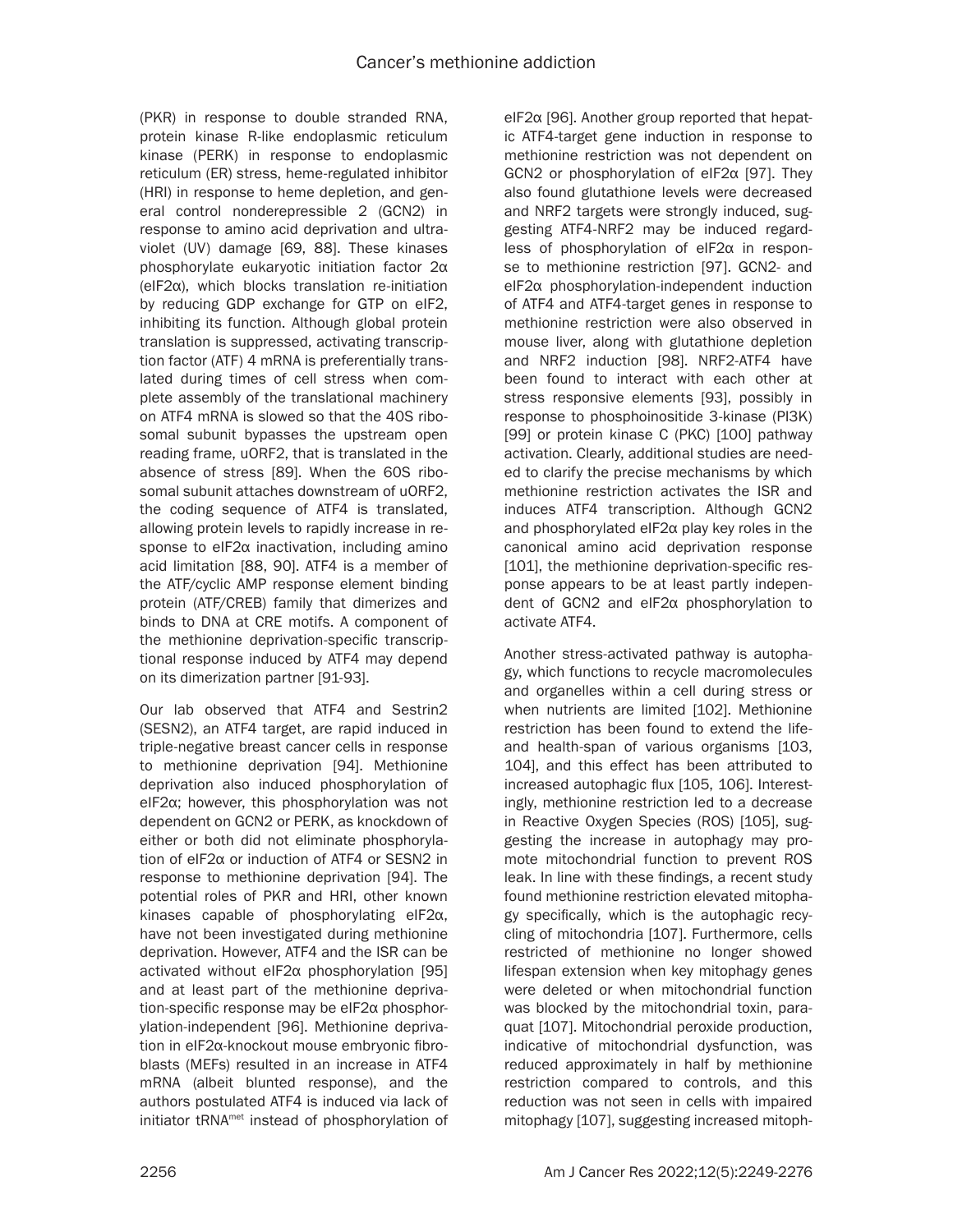(PKR) in response to double stranded RNA, protein kinase R-like endoplasmic reticulum kinase (PERK) in response to endoplasmic reticulum (ER) stress, heme-regulated inhibitor (HRI) in response to heme depletion, and general control nonderepressible 2 (GCN2) in response to amino acid deprivation and ultraviolet (UV) damage [69, 88]. These kinases phosphorylate eukaryotic initiation factor 2α (eIF2α), which blocks translation re-initiation by reducing GDP exchange for GTP on eIF2, inhibiting its function. Although global protein translation is suppressed, activating transcription factor (ATF) 4 mRNA is preferentially translated during times of cell stress when complete assembly of the translational machinery on ATF4 mRNA is slowed so that the 40S ribosomal subunit bypasses the upstream open reading frame, uORF2, that is translated in the absence of stress [89]. When the 60S ribosomal subunit attaches downstream of uORF2, the coding sequence of ATF4 is translated, allowing protein levels to rapidly increase in response to eIF2α inactivation, including amino acid limitation [88, 90]. ATF4 is a member of the ATF/cyclic AMP response element binding protein (ATF/CREB) family that dimerizes and binds to DNA at CRE motifs. A component of the methionine deprivation-specific transcriptional response induced by ATF4 may depend on its dimerization partner [91-93].

Our lab observed that ATF4 and Sestrin2 (SESN2), an ATF4 target, are rapid induced in triple-negative breast cancer cells in response to methionine deprivation [94]. Methionine deprivation also induced phosphorylation of eIF2α; however, this phosphorylation was not dependent on GCN2 or PERK, as knockdown of either or both did not eliminate phosphorylation of eIF2α or induction of ATF4 or SESN2 in response to methionine deprivation [94]. The potential roles of PKR and HRI, other known kinases capable of phosphorylating eIF2α, have not been investigated during methionine deprivation. However, ATF4 and the ISR can be activated without eIF2α phosphorylation [95] and at least part of the methionine deprivation-specific response may be eIF2α phosphorylation-independent [96]. Methionine deprivation in eIF2α-knockout mouse embryonic fibroblasts (MEFs) resulted in an increase in ATF4 mRNA (albeit blunted response), and the authors postulated ATF4 is induced via lack of initiator $tRNA^{met}$ instead of phosphorylation of eIF2α [96]. Another group reported that hepatic ATF4-target gene induction in response to methionine restriction was not dependent on GCN2 or phosphorylation of eIF2α [97]. They also found glutathione levels were decreased and NRF2 targets were strongly induced, suggesting ATF4-NRF2 may be induced regardless of phosphorylation of eIF2α in response to methionine restriction [97]. GCN2- and eIF2α phosphorylation-independent induction of ATF4 and ATF4-target genes in response to methionine restriction were also observed in mouse liver, along with glutathione depletion and NRF2 induction [98]. NRF2-ATF4 have been found to interact with each other at stress responsive elements [93], possibly in response to phosphoinositide 3-kinase (PI3K) [99] or protein kinase C (PKC) [100] pathway activation. Clearly, additional studies are needed to clarify the precise mechanisms by which methionine restriction activates the ISR and induces ATF4 transcription. Although GCN2 and phosphorylated eIF2α play key roles in the canonical amino acid deprivation response [101], the methionine deprivation-specific response appears to be at least partly independent of GCN2 and eIF2α phosphorylation to activate ATF4.

Another stress-activated pathway is autophagy, which functions to recycle macromolecules and organelles within a cell during stress or when nutrients are limited [102]. Methionine restriction has been found to extend the life- and health-span of various organisms [103, 104], and this effect has been attributed to increased autophagic flux [105, 106]. Interestingly, methionine restriction led to a decrease in Reactive Oxygen Species (ROS) [105], suggesting the increase in autophagy may promote mitochondrial function to prevent ROS leak. In line with these findings, a recent study found methionine restriction elevated mitophagy specifically, which is the autophagic recycling of mitochondria [107]. Furthermore, cells restricted of methionine no longer showed lifespan extension when key mitophagy genes were deleted or when mitochondrial function was blocked by the mitochondrial toxin, paraquat [107]. Mitochondrial peroxide production, indicative of mitochondrial dysfunction, was reduced approximately in half by methionine restriction compared to controls, and this reduction was not seen in cells with impaired mitophagy [107], suggesting increased mitoph-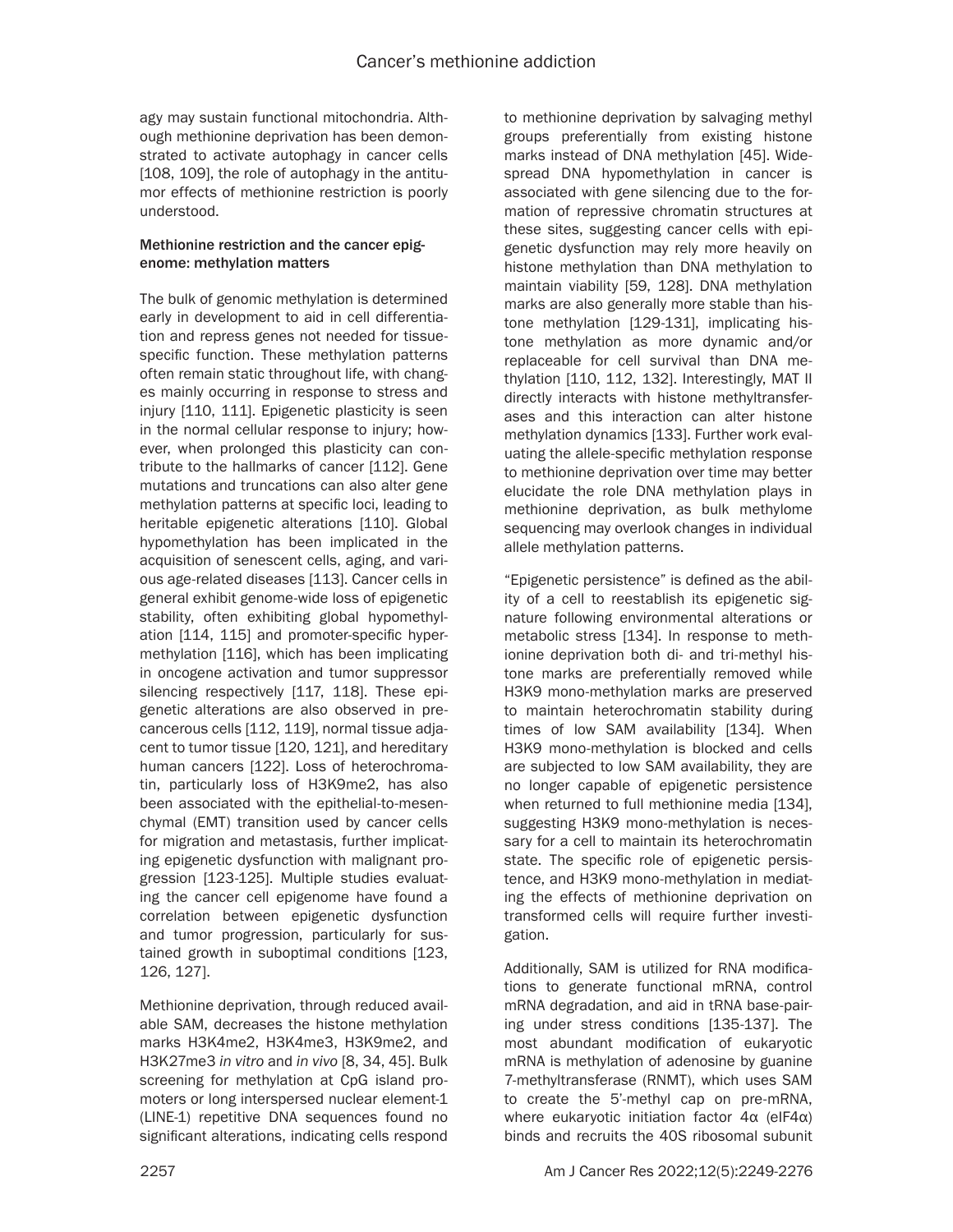agy may sustain functional mitochondria. Although methionine deprivation has been demonstrated to activate autophagy in cancer cells [108, 109], the role of autophagy in the antitumor effects of methionine restriction is poorly understood.

### Methionine restriction and the cancer epigenome: methylation matters

The bulk of genomic methylation is determined early in development to aid in cell differentiation and repress genes not needed for tissue-specific function. These methylation patterns often remain static throughout life, with changes mainly occurring in response to stress and injury [110, 111]. Epigenetic plasticity is seen in the normal cellular response to injury; however, when prolonged this plasticity can contribute to the hallmarks of cancer [112]. Gene mutations and truncations can also alter gene methylation patterns at specific loci, leading to heritable epigenetic alterations [110]. Global hypomethylation has been implicated in the acquisition of senescent cells, aging, and various age-related diseases [113]. Cancer cells in general exhibit genome-wide loss of epigenetic stability, often exhibiting global hypomethylation [114, 115] and promoter-specific hypermethylation [116], which has been implicating in oncogene activation and tumor suppressor silencing respectively [117, 118]. These epigenetic alterations are also observed in precancerous cells [112, 119], normal tissue adjacent to tumor tissue [120, 121], and hereditary human cancers [122]. Loss of heterochromatin, particularly loss of H3K9me2, has also been associated with the epithelial-to-mesenchymal (EMT) transition used by cancer cells for migration and metastasis, further implicating epigenetic dysfunction with malignant progression [123-125]. Multiple studies evaluating the cancer cell epigenome have found a correlation between epigenetic dysfunction and tumor progression, particularly for sustained growth in suboptimal conditions [123, 126, 127].

Methionine deprivation, through reduced available SAM, decreases the histone methylation marks H3K4me2, H3K4me3, H3K9me2, and H3K27me3 *in vitro* and *in vivo* [8, 34, 45]. Bulk screening for methylation at CpG island promoters or long interspersed nuclear element-1 (LINE-1) repetitive DNA sequences found no significant alterations, indicating cells respond to methionine deprivation by salvaging methyl groups preferentially from existing histone marks instead of DNA methylation [45]. Widespread DNA hypomethylation in cancer is associated with gene silencing due to the formation of repressive chromatin structures at these sites, suggesting cancer cells with epigenetic dysfunction may rely more heavily on histone methylation than DNA methylation to maintain viability [59, 128]. DNA methylation marks are also generally more stable than histone methylation [129-131], implicating histone methylation as more dynamic and/or replaceable for cell survival than DNA methylation [110, 112, 132]. Interestingly, MAT II directly interacts with histone methyltransferases and this interaction can alter histone methylation dynamics [133]. Further work evaluating the allele-specific methylation response to methionine deprivation over time may better elucidate the role DNA methylation plays in methionine deprivation, as bulk methylome sequencing may overlook changes in individual allele methylation patterns.

"Epigenetic persistence" is defined as the ability of a cell to reestablish its epigenetic signature following environmental alterations or metabolic stress [134]. In response to methionine deprivation both di- and tri-methyl histone marks are preferentially removed while H3K9 mono-methylation marks are preserved to maintain heterochromatin stability during times of low SAM availability [134]. When H3K9 mono-methylation is blocked and cells are subjected to low SAM availability, they are no longer capable of epigenetic persistence when returned to full methionine media [134], suggesting H3K9 mono-methylation is necessary for a cell to maintain its heterochromatin state. The specific role of epigenetic persistence, and H3K9 mono-methylation in mediating the effects of methionine deprivation on transformed cells will require further investigation.

Additionally, SAM is utilized for RNA modifications to generate functional mRNA, control mRNA degradation, and aid in tRNA base-pairing under stress conditions [135-137]. The most abundant modification of eukaryotic mRNA is methylation of adenosine by guanine 7-methyltransferase (RNMT), which uses SAM to create the 5'-methyl cap on pre-mRNA, where eukaryotic initiation factor 4α (eIF4α) binds and recruits the 40S ribosomal subunit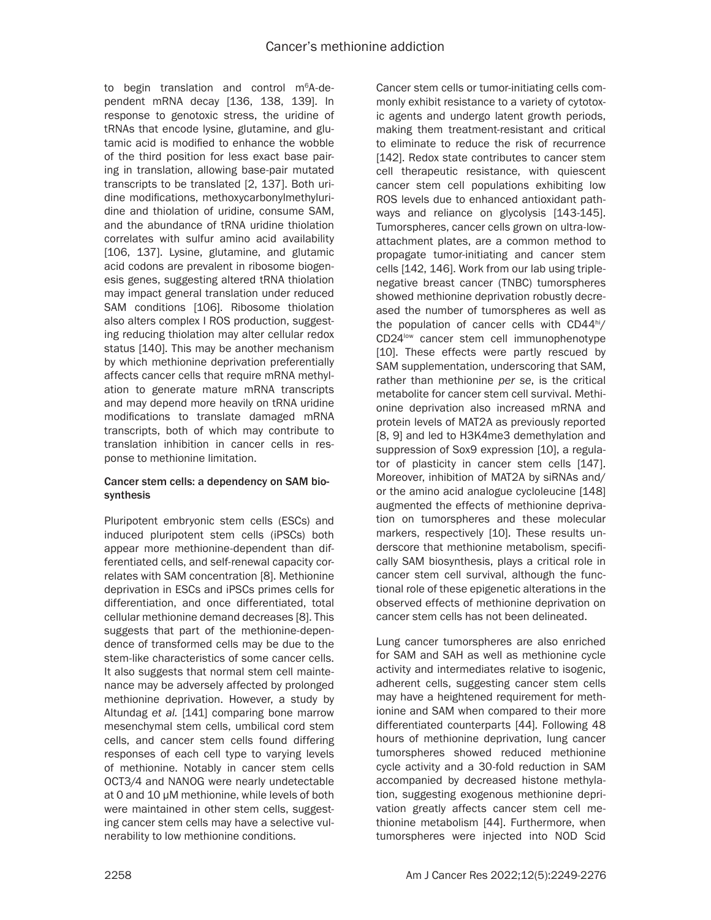to begin translation and control $m^6A$-dependent mRNA decay [136, 138, 139]. In response to genotoxic stress, the uridine of tRNAs that encode lysine, glutamine, and glutamic acid is modified to enhance the wobble of the third position for less exact base pairing in translation, allowing base-pair mutated transcripts to be translated [2, 137]. Both uridine modifications, methoxycarbonylmethyluridine and thiolation of uridine, consume SAM, and the abundance of tRNA uridine thiolation correlates with sulfur amino acid availability [106, 137]. Lysine, glutamine, and glutamic acid codons are prevalent in ribosome biogenesis genes, suggesting altered tRNA thiolation may impact general translation under reduced SAM conditions [106]. Ribosome thiolation also alters complex I ROS production, suggesting reducing thiolation may alter cellular redox status [140]. This may be another mechanism by which methionine deprivation preferentially affects cancer cells that require mRNA methylation to generate mature mRNA transcripts and may depend more heavily on tRNA uridine modifications to translate damaged mRNA transcripts, both of which may contribute to translation inhibition in cancer cells in response to methionine limitation.

### Cancer stem cells: a dependency on SAM biosynthesis

Pluripotent embryonic stem cells (ESCs) and induced pluripotent stem cells (iPSCs) both appear more methionine-dependent than differentiated cells, and self-renewal capacity correlates with SAM concentration [8]. Methionine deprivation in ESCs and iPSCs primes cells for differentiation, and once differentiated, total cellular methionine demand decreases [8]. This suggests that part of the methionine-dependence of transformed cells may be due to the stem-like characteristics of some cancer cells. It also suggests that normal stem cell maintenance may be adversely affected by prolonged methionine deprivation. However, a study by Altundag *et al.* [141] comparing bone marrow mesenchymal stem cells, umbilical cord stem cells, and cancer stem cells found differing responses of each cell type to varying levels of methionine. Notably in cancer stem cells OCT3/4 and NANOG were nearly undetectable at 0 and 10 μM methionine, while levels of both were maintained in other stem cells, suggesting cancer stem cells may have a selective vulnerability to low methionine conditions.

Cancer stem cells or tumor-initiating cells commonly exhibit resistance to a variety of cytotoxic agents and undergo latent growth periods, making them treatment-resistant and critical to eliminate to reduce the risk of recurrence [142]. Redox state contributes to cancer stem cell therapeutic resistance, with quiescent cancer stem cell populations exhibiting low ROS levels due to enhanced antioxidant pathways and reliance on glycolysis [143-145]. Tumorspheres, cancer cells grown on ultra-low-attachment plates, are a common method to propagate tumor-initiating and cancer stem cells [142, 146]. Work from our lab using triple-negative breast cancer (TNBC) tumorspheres showed methionine deprivation robustly decreased the number of tumorspheres as well as the population of cancer cells with $CD44^{hi}$/$CD24^{low}$ cancer stem cell immunophenotype [10]. These effects were partly rescued by SAM supplementation, underscoring that SAM, rather than methionine *per se*, is the critical metabolite for cancer stem cell survival. Methionine deprivation also increased mRNA and protein levels of MAT2A as previously reported [8, 9] and led to H3K4me3 demethylation and suppression of Sox9 expression [10], a regulator of plasticity in cancer stem cells [147]. Moreover, inhibition of MAT2A by siRNAs and/or the amino acid analogue cycloleucine [148] augmented the effects of methionine deprivation on tumorspheres and these molecular markers, respectively [10]. These results underscore that methionine metabolism, specifically SAM biosynthesis, plays a critical role in cancer stem cell survival, although the functional role of these epigenetic alterations in the observed effects of methionine deprivation on cancer stem cells has not been delineated.

Lung cancer tumorspheres are also enriched for SAM and SAH as well as methionine cycle activity and intermediates relative to isogenic, adherent cells, suggesting cancer stem cells may have a heightened requirement for methionine and SAM when compared to their more differentiated counterparts [44]. Following 48 hours of methionine deprivation, lung cancer tumorspheres showed reduced methionine cycle activity and a 30-fold reduction in SAM accompanied by decreased histone methylation, suggesting exogenous methionine deprivation greatly affects cancer stem cell methionine metabolism [44]. Furthermore, when tumorspheres were injected into NOD Scid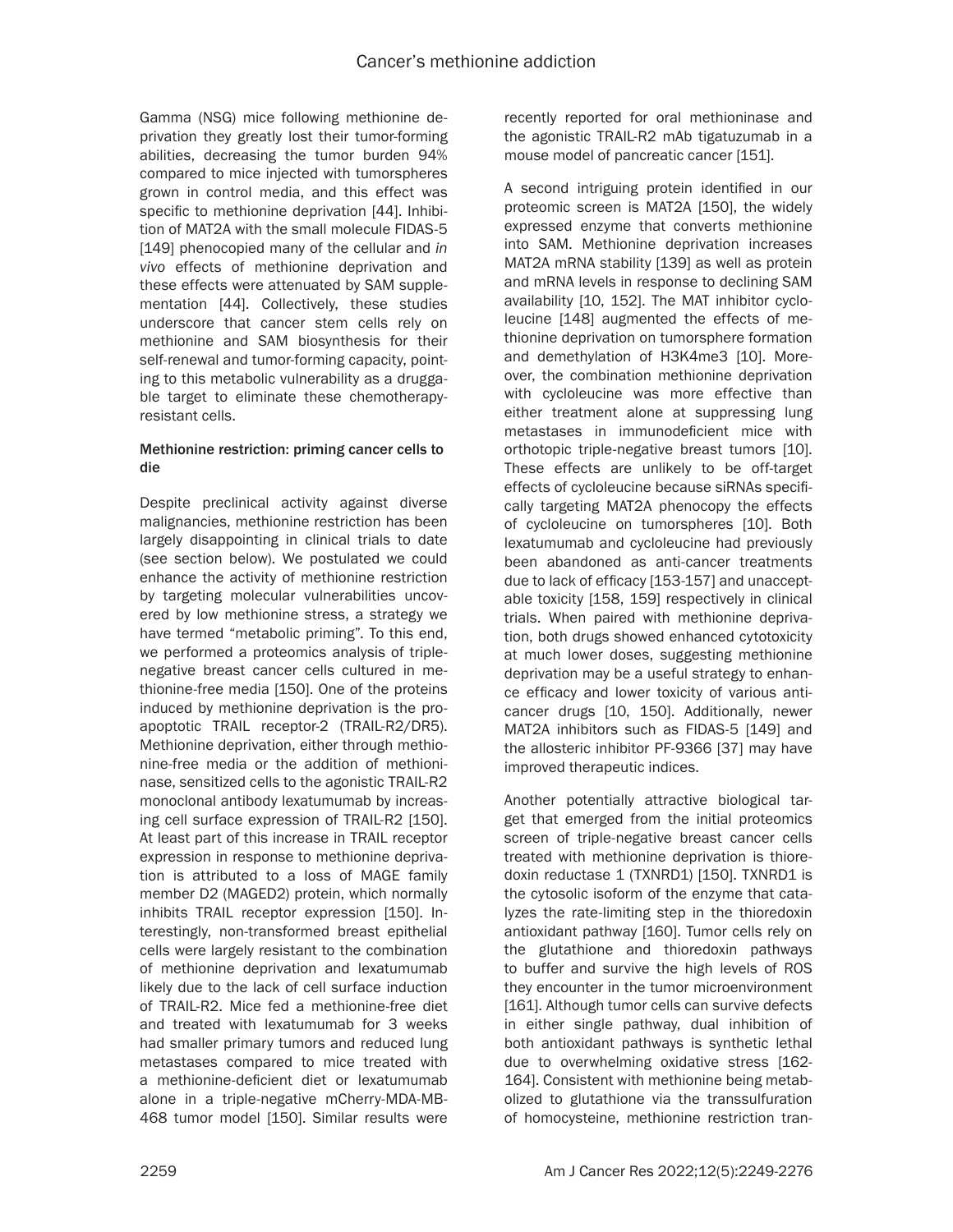Gamma (NSG) mice following methionine deprivation they greatly lost their tumor-forming abilities, decreasing the tumor burden 94% compared to mice injected with tumorspheres grown in control media, and this effect was specific to methionine deprivation [44]. Inhibition of MAT2A with the small molecule FIDAS-5 [149] phenocopied many of the cellular and *in vivo* effects of methionine deprivation and these effects were attenuated by SAM supplementation [44]. Collectively, these studies underscore that cancer stem cells rely on methionine and SAM biosynthesis for their self-renewal and tumor-forming capacity, pointing to this metabolic vulnerability as a druggable target to eliminate these chemotherapy-resistant cells.

### Methionine restriction: priming cancer cells to die

Despite preclinical activity against diverse malignancies, methionine restriction has been largely disappointing in clinical trials to date (see section below). We postulated we could enhance the activity of methionine restriction by targeting molecular vulnerabilities uncovered by low methionine stress, a strategy we have termed "metabolic priming". To this end, we performed a proteomics analysis of triple-negative breast cancer cells cultured in methionine-free media [150]. One of the proteins induced by methionine deprivation is the pro-apoptotic TRAIL receptor-2 (TRAIL-R2/DR5). Methionine deprivation, either through methionine-free media or the addition of methioninase, sensitized cells to the agonistic TRAIL-R2 monoclonal antibody lexatumumab by increasing cell surface expression of TRAIL-R2 [150]. At least part of this increase in TRAIL receptor expression in response to methionine deprivation is attributed to a loss of MAGE family member D2 (MAGED2) protein, which normally inhibits TRAIL receptor expression [150]. Interestingly, non-transformed breast epithelial cells were largely resistant to the combination of methionine deprivation and lexatumumab likely due to the lack of cell surface induction of TRAIL-R2. Mice fed a methionine-free diet and treated with lexatumumab for 3 weeks had smaller primary tumors and reduced lung metastases compared to mice treated with a methionine-deficient diet or lexatumumab alone in a triple-negative mCherry-MDA-MB-468 tumor model [150]. Similar results were recently reported for oral methioninase and the agonistic TRAIL-R2 mAb tigatuzumab in a mouse model of pancreatic cancer [151].

A second intriguing protein identified in our proteomic screen is MAT2A [150], the widely expressed enzyme that converts methionine into SAM. Methionine deprivation increases MAT2A mRNA stability [139] as well as protein and mRNA levels in response to declining SAM availability [10, 152]. The MAT inhibitor cycloleucine [148] augmented the effects of methionine deprivation on tumorsphere formation and demethylation of H3K4me3 [10]. Moreover, the combination methionine deprivation with cycloleucine was more effective than either treatment alone at suppressing lung metastases in immunodeficient mice with orthotopic triple-negative breast tumors [10]. These effects are unlikely to be off-target effects of cycloleucine because siRNAs specifically targeting MAT2A phenocopy the effects of cycloleucine on tumorspheres [10]. Both lexatumumab and cycloleucine had previously been abandoned as anti-cancer treatments due to lack of efficacy [153-157] and unacceptable toxicity [158, 159] respectively in clinical trials. When paired with methionine deprivation, both drugs showed enhanced cytotoxicity at much lower doses, suggesting methionine deprivation may be a useful strategy to enhance efficacy and lower toxicity of various anti-cancer drugs [10, 150]. Additionally, newer MAT2A inhibitors such as FIDAS-5 [149] and the allosteric inhibitor PF-9366 [37] may have improved therapeutic indices.

Another potentially attractive biological target that emerged from the initial proteomics screen of triple-negative breast cancer cells treated with methionine deprivation is thioredoxin reductase 1 (TXNRD1) [150]. TXNRD1 is the cytosolic isoform of the enzyme that catalyzes the rate-limiting step in the thioredoxin antioxidant pathway [160]. Tumor cells rely on the glutathione and thioredoxin pathways to buffer and survive the high levels of ROS they encounter in the tumor microenvironment [161]. Although tumor cells can survive defects in either single pathway, dual inhibition of both antioxidant pathways is synthetic lethal due to overwhelming oxidative stress [162-164]. Consistent with methionine being metabolized to glutathione via the transsulfuration of homocysteine, methionine restriction tran-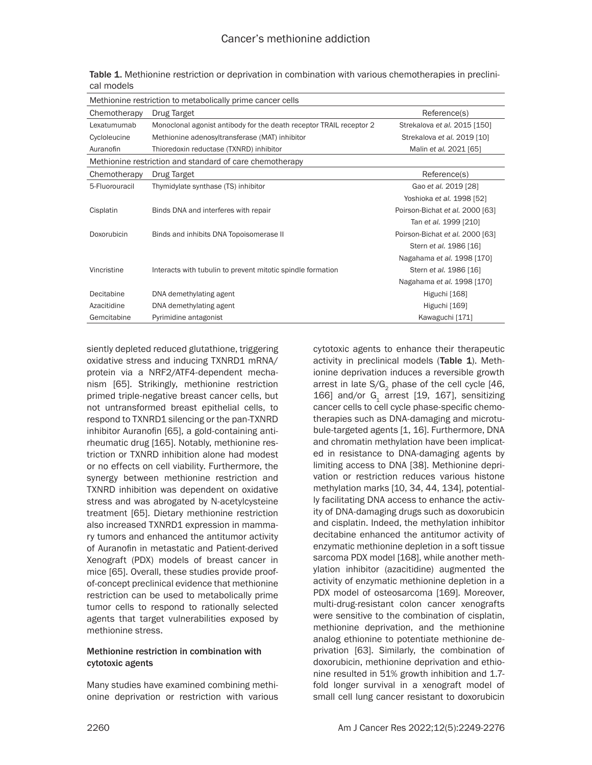Table 1. Methionine restriction or deprivation in combination with various chemotherapies in preclinical models

| Methionine restriction to metabolically prime cancer cells | | |
|---|---|---|
| Chemotherapy | Drug Target | Reference(s) |
| Lexatumumab | Monoclonal agonist antibody for the death receptor TRAIL receptor 2 | Strekalova *et al.* 2015 [150] |
| Cycloleucine | Methionine adenosyltransferase (MAT) inhibitor | Strekalova *et al.* 2019 [10] |
| Auranofin | Thioredoxin reductase (TXNRD) inhibitor | Malin *et al.* 2021 [65] |
| **Methionine restriction and standard of care chemotherapy** | | |
| Chemotherapy | Drug Target | Reference(s) |
| 5-Fluorouracil | Thymidylate synthase (TS) inhibitor | Gao *et al.* 2019 [28] |
| | | Yoshioka *et al.* 1998 [52] |
| Cisplatin | Binds DNA and interferes with repair | Poirson-Bichat *et al.* 2000 [63] |
| | | Tan *et al.* 1999 [210] |
| Doxorubicin | Binds and inhibits DNA Topoisomerase II | Poirson-Bichat *et al.* 2000 [63] |
| | | Stern *et al.* 1986 [16] |
| | | Nagahama *et al.* 1998 [170] |
| Vincristine | Interacts with tubulin to prevent mitotic spindle formation | Stern *et al.* 1986 [16] |
| | | Nagahama *et al.* 1998 [170] |
| Decitabine | DNA demethylating agent | Higuchi [168] |
| Azacitidine | DNA demethylating agent | Higuchi [169] |
| Gemcitabine | Pyrimidine antagonist | Kawaguchi [171] |

siently depleted reduced glutathione, triggering oxidative stress and inducing TXNRD1 mRNA/protein via a NRF2/ATF4-dependent mechanism [65]. Strikingly, methionine restriction primed triple-negative breast cancer cells, but not untransformed breast epithelial cells, to respond to TXNRD1 silencing or the pan-TXNRD inhibitor Auranofin [65], a gold-containing antirheumatic drug [165]. Notably, methionine restriction or TXNRD inhibition alone had modest or no effects on cell viability. Furthermore, the synergy between methionine restriction and TXNRD inhibition was dependent on oxidative stress and was abrogated by N-acetylcysteine treatment [65]. Dietary methionine restriction also increased TXNRD1 expression in mammary tumors and enhanced the antitumor activity of Auranofin in metastatic and Patient-derived Xenograft (PDX) models of breast cancer in mice [65]. Overall, these studies provide proof-of-concept preclinical evidence that methionine restriction can be used to metabolically prime tumor cells to respond to rationally selected agents that target vulnerabilities exposed by methionine stress.

### Methionine restriction in combination with cytotoxic agents

Many studies have examined combining methionine deprivation or restriction with various cytotoxic agents to enhance their therapeutic activity in preclinical models (**Table 1**). Methionine deprivation induces a reversible growth arrest in late S/$G_2$ phase of the cell cycle [46, 166] and/or $G_1$ arrest [19, 167], sensitizing cancer cells to cell cycle phase-specific chemotherapies such as DNA-damaging and microtubule-targeted agents [1, 16]. Furthermore, DNA and chromatin methylation have been implicated in resistance to DNA-damaging agents by limiting access to DNA [38]. Methionine deprivation or restriction reduces various histone methylation marks [10, 34, 44, 134], potentially facilitating DNA access to enhance the activity of DNA-damaging drugs such as doxorubicin and cisplatin. Indeed, the methylation inhibitor decitabine enhanced the antitumor activity of enzymatic methionine depletion in a soft tissue sarcoma PDX model [168], while another methylation inhibitor (azacitidine) augmented the activity of enzymatic methionine depletion in a PDX model of osteosarcoma [169]. Moreover, multi-drug-resistant colon cancer xenografts were sensitive to the combination of cisplatin, methionine deprivation, and the methionine analog ethionine to potentiate methionine deprivation [63]. Similarly, the combination of doxorubicin, methionine deprivation and ethionine resulted in 51% growth inhibition and 1.7-fold longer survival in a xenograft model of small cell lung cancer resistant to doxorubicin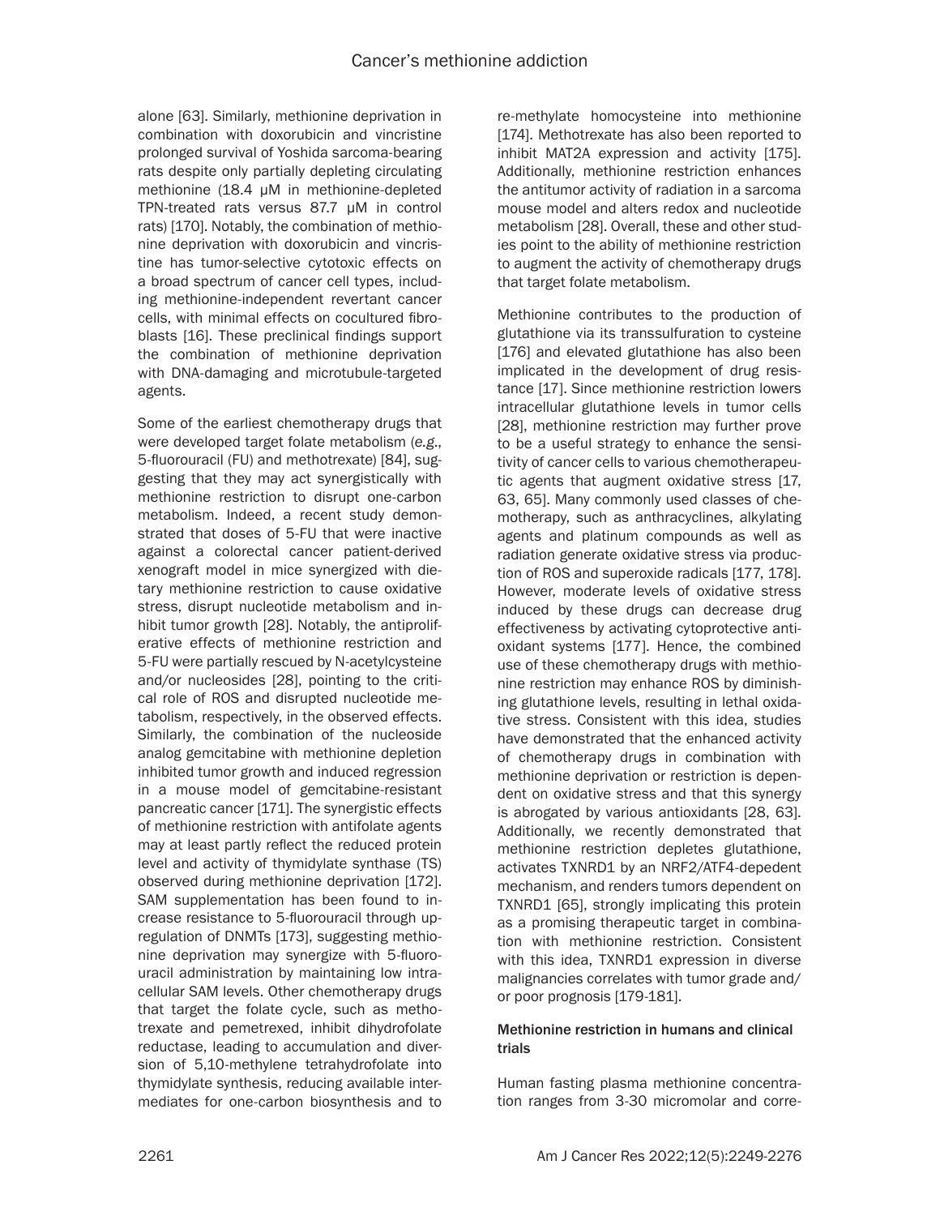alone [63]. Similarly, methionine deprivation in combination with doxorubicin and vincristine prolonged survival of Yoshida sarcoma-bearing rats despite only partially depleting circulating methionine (18.4 μM in methionine-depleted TPN-treated rats versus 87.7 μM in control rats) [170]. Notably, the combination of methionine deprivation with doxorubicin and vincristine has tumor-selective cytotoxic effects on a broad spectrum of cancer cell types, including methionine-independent revertant cancer cells, with minimal effects on cocultured fibroblasts [16]. These preclinical findings support the combination of methionine deprivation with DNA-damaging and microtubule-targeted agents.

Some of the earliest chemotherapy drugs that were developed target folate metabolism (*e.g.*, 5-fluorouracil (FU) and methotrexate) [84], suggesting that they may act synergistically with methionine restriction to disrupt one-carbon metabolism. Indeed, a recent study demonstrated that doses of 5-FU that were inactive against a colorectal cancer patient-derived xenograft model in mice synergized with dietary methionine restriction to cause oxidative stress, disrupt nucleotide metabolism and inhibit tumor growth [28]. Notably, the antiproliferative effects of methionine restriction and 5-FU were partially rescued by N-acetylcysteine and/or nucleosides [28], pointing to the critical role of ROS and disrupted nucleotide metabolism, respectively, in the observed effects. Similarly, the combination of the nucleoside analog gemcitabine with methionine depletion inhibited tumor growth and induced regression in a mouse model of gemcitabine-resistant pancreatic cancer [171]. The synergistic effects of methionine restriction with antifolate agents may at least partly reflect the reduced protein level and activity of thymidylate synthase (TS) observed during methionine deprivation [172]. SAM supplementation has been found to increase resistance to 5-fluorouracil through upregulation of DNMTs [173], suggesting methionine deprivation may synergize with 5-fluorouracil administration by maintaining low intracellular SAM levels. Other chemotherapy drugs that target the folate cycle, such as methotrexate and pemetrexed, inhibit dihydrofolate reductase, leading to accumulation and diversion of 5,10-methylene tetrahydrofolate into thymidylate synthesis, reducing available intermediates for one-carbon biosynthesis and to re-methylate homocysteine into methionine [174]. Methotrexate has also been reported to inhibit MAT2A expression and activity [175]. Additionally, methionine restriction enhances the antitumor activity of radiation in a sarcoma mouse model and alters redox and nucleotide metabolism [28]. Overall, these and other studies point to the ability of methionine restriction to augment the activity of chemotherapy drugs that target folate metabolism.

Methionine contributes to the production of glutathione via its transsulfuration to cysteine [176] and elevated glutathione has also been implicated in the development of drug resistance [17]. Since methionine restriction lowers intracellular glutathione levels in tumor cells [28], methionine restriction may further prove to be a useful strategy to enhance the sensitivity of cancer cells to various chemotherapeutic agents that augment oxidative stress [17, 63, 65]. Many commonly used classes of chemotherapy, such as anthracyclines, alkylating agents and platinum compounds as well as radiation generate oxidative stress via production of ROS and superoxide radicals [177, 178]. However, moderate levels of oxidative stress induced by these drugs can decrease drug effectiveness by activating cytoprotective antioxidant systems [177]. Hence, the combined use of these chemotherapy drugs with methionine restriction may enhance ROS by diminishing glutathione levels, resulting in lethal oxidative stress. Consistent with this idea, studies have demonstrated that the enhanced activity of chemotherapy drugs in combination with methionine deprivation or restriction is dependent on oxidative stress and that this synergy is abrogated by various antioxidants [28, 63]. Additionally, we recently demonstrated that methionine restriction depletes glutathione, activates TXNRD1 by an NRF2/ATF4-depedent mechanism, and renders tumors dependent on TXNRD1 [65], strongly implicating this protein as a promising therapeutic target in combination with methionine restriction. Consistent with this idea, TXNRD1 expression in diverse malignancies correlates with tumor grade and/or poor prognosis [179-181].

#### Methionine restriction in humans and clinical trials

Human fasting plasma methionine concentration ranges from 3-30 micromolar and corre-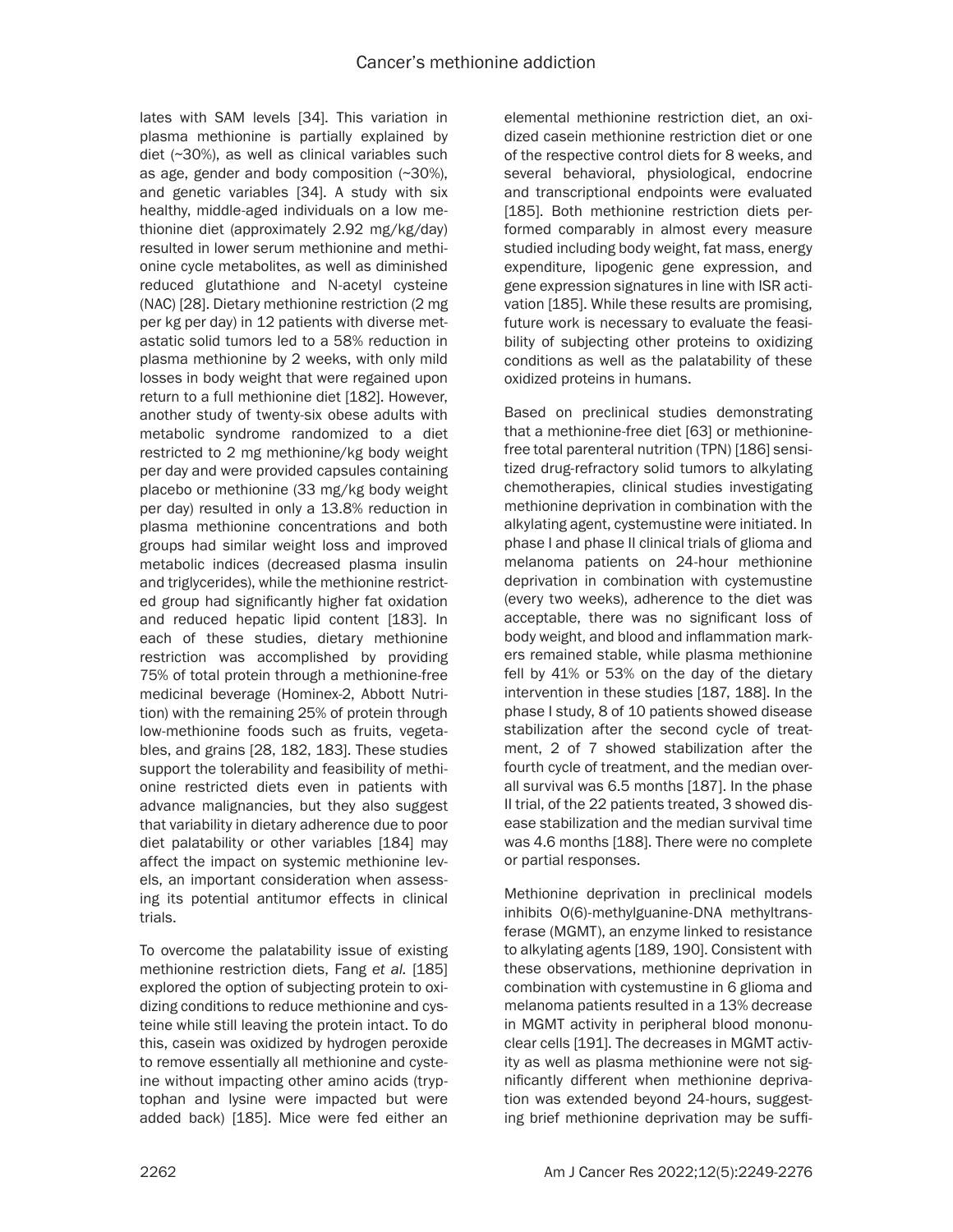lates with SAM levels [34]. This variation in plasma methionine is partially explained by diet (~30%), as well as clinical variables such as age, gender and body composition (~30%), and genetic variables [34]. A study with six healthy, middle-aged individuals on a low methionine diet (approximately 2.92 mg/kg/day) resulted in lower serum methionine and methionine cycle metabolites, as well as diminished reduced glutathione and N-acetyl cysteine (NAC) [28]. Dietary methionine restriction (2 mg per kg per day) in 12 patients with diverse metastatic solid tumors led to a 58% reduction in plasma methionine by 2 weeks, with only mild losses in body weight that were regained upon return to a full methionine diet [182]. However, another study of twenty-six obese adults with metabolic syndrome randomized to a diet restricted to 2 mg methionine/kg body weight per day and were provided capsules containing placebo or methionine (33 mg/kg body weight per day) resulted in only a 13.8% reduction in plasma methionine concentrations and both groups had similar weight loss and improved metabolic indices (decreased plasma insulin and triglycerides), while the methionine restricted group had significantly higher fat oxidation and reduced hepatic lipid content [183]. In each of these studies, dietary methionine restriction was accomplished by providing 75% of total protein through a methionine-free medicinal beverage (Hominex-2, Abbott Nutrition) with the remaining 25% of protein through low-methionine foods such as fruits, vegetables, and grains [28, 182, 183]. These studies support the tolerability and feasibility of methionine restricted diets even in patients with advance malignancies, but they also suggest that variability in dietary adherence due to poor diet palatability or other variables [184] may affect the impact on systemic methionine levels, an important consideration when assessing its potential antitumor effects in clinical trials.

To overcome the palatability issue of existing methionine restriction diets, Fang *et al.* [185] explored the option of subjecting protein to oxidizing conditions to reduce methionine and cysteine while still leaving the protein intact. To do this, casein was oxidized by hydrogen peroxide to remove essentially all methionine and cysteine without impacting other amino acids (tryptophan and lysine were impacted but were added back) [185]. Mice were fed either an elemental methionine restriction diet, an oxidized casein methionine restriction diet or one of the respective control diets for 8 weeks, and several behavioral, physiological, endocrine and transcriptional endpoints were evaluated [185]. Both methionine restriction diets performed comparably in almost every measure studied including body weight, fat mass, energy expenditure, lipogenic gene expression, and gene expression signatures in line with ISR activation [185]. While these results are promising, future work is necessary to evaluate the feasibility of subjecting other proteins to oxidizing conditions as well as the palatability of these oxidized proteins in humans.

Based on preclinical studies demonstrating that a methionine-free diet [63] or methionine-free total parenteral nutrition (TPN) [186] sensitized drug-refractory solid tumors to alkylating chemotherapies, clinical studies investigating methionine deprivation in combination with the alkylating agent, cystemustine were initiated. In phase I and phase II clinical trials of glioma and melanoma patients on 24-hour methionine deprivation in combination with cystemustine (every two weeks), adherence to the diet was acceptable, there was no significant loss of body weight, and blood and inflammation markers remained stable, while plasma methionine fell by 41% or 53% on the day of the dietary intervention in these studies [187, 188]. In the phase I study, 8 of 10 patients showed disease stabilization after the second cycle of treatment, 2 of 7 showed stabilization after the fourth cycle of treatment, and the median overall survival was 6.5 months [187]. In the phase II trial, of the 22 patients treated, 3 showed disease stabilization and the median survival time was 4.6 months [188]. There were no complete or partial responses.

Methionine deprivation in preclinical models inhibits O(6)-methylguanine-DNA methyltransferase (MGMT), an enzyme linked to resistance to alkylating agents [189, 190]. Consistent with these observations, methionine deprivation in combination with cystemustine in 6 glioma and melanoma patients resulted in a 13% decrease in MGMT activity in peripheral blood mononuclear cells [191]. The decreases in MGMT activity as well as plasma methionine were not significantly different when methionine deprivation was extended beyond 24-hours, suggesting brief methionine deprivation may be suffi-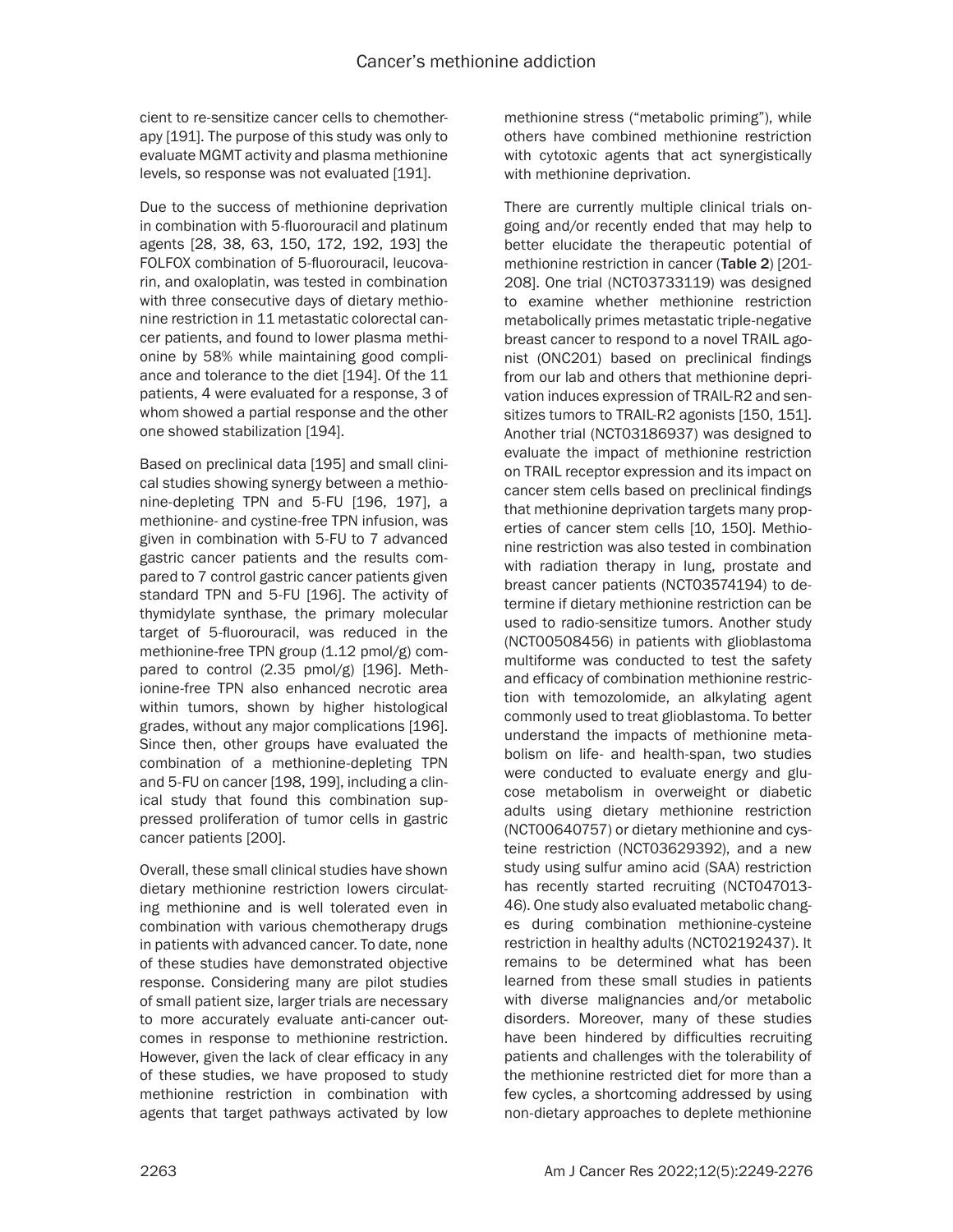cient to re-sensitize cancer cells to chemotherapy [191]. The purpose of this study was only to evaluate MGMT activity and plasma methionine levels, so response was not evaluated [191].

Due to the success of methionine deprivation in combination with 5-fluorouracil and platinum agents [28, 38, 63, 150, 172, 192, 193] the FOLFOX combination of 5-fluorouracil, leucovarin, and oxaliplatin, was tested in combination with three consecutive days of dietary methionine restriction in 11 metastatic colorectal cancer patients, and found to lower plasma methionine by 58% while maintaining good compliance and tolerance to the diet [194]. Of the 11 patients, 4 were evaluated for a response, 3 of whom showed a partial response and the other one showed stabilization [194].

Based on preclinical data [195] and small clinical studies showing synergy between a methionine-depleting TPN and 5-FU [196, 197], a methionine- and cystine-free TPN infusion, was given in combination with 5-FU to 7 advanced gastric cancer patients and the results compared to 7 control gastric cancer patients given standard TPN and 5-FU [196]. The activity of thymidylate synthase, the primary molecular target of 5-fluorouracil, was reduced in the methionine-free TPN group (1.12 pmol/g) compared to control (2.35 pmol/g) [196]. Methionine-free TPN also enhanced necrotic area within tumors, shown by higher histological grades, without any major complications [196]. Since then, other groups have evaluated the combination of a methionine-depleting TPN and 5-FU on cancer [198, 199], including a clinical study that found this combination suppressed proliferation of tumor cells in gastric cancer patients [200].

Overall, these small clinical studies have shown dietary methionine restriction lowers circulating methionine and is well tolerated even in combination with various chemotherapy drugs in patients with advanced cancer. To date, none of these studies have demonstrated objective response. Considering many are pilot studies of small patient size, larger trials are necessary to more accurately evaluate anti-cancer outcomes in response to methionine restriction. However, given the lack of clear efficacy in any of these studies, we have proposed to study methionine restriction in combination with agents that target pathways activated by low methionine stress ("metabolic priming"), while others have combined methionine restriction with cytotoxic agents that act synergistically with methionine deprivation.

There are currently multiple clinical trials ongoing and/or recently ended that may help to better elucidate the therapeutic potential of methionine restriction in cancer (**Table 2**) [201-208]. One trial (NCT03733119) was designed to examine whether methionine restriction metabolically primes metastatic triple-negative breast cancer to respond to a novel TRAIL agonist (ONC201) based on preclinical findings from our lab and others that methionine deprivation induces expression of TRAIL-R2 and sensitizes tumors to TRAIL-R2 agonists [150, 151]. Another trial (NCT03186937) was designed to evaluate the impact of methionine restriction on TRAIL receptor expression and its impact on cancer stem cells based on preclinical findings that methionine deprivation targets many properties of cancer stem cells [10, 150]. Methionine restriction was also tested in combination with radiation therapy in lung, prostate and breast cancer patients (NCT03574194) to determine if dietary methionine restriction can be used to radio-sensitize tumors. Another study (NCT00508456) in patients with glioblastoma multiforme was conducted to test the safety and efficacy of combination methionine restriction with temozolomide, an alkylating agent commonly used to treat glioblastoma. To better understand the impacts of methionine metabolism on life- and health-span, two studies were conducted to evaluate energy and glucose metabolism in overweight or diabetic adults using dietary methionine restriction (NCT00640757) or dietary methionine and cysteine restriction (NCT03629392), and a new study using sulfur amino acid (SAA) restriction has recently started recruiting (NCT04701346). One study also evaluated metabolic changes during combination methionine-cysteine restriction in healthy adults (NCT02192437). It remains to be determined what has been learned from these small studies in patients with diverse malignancies and/or metabolic disorders. Moreover, many of these studies have been hindered by difficulties recruiting patients and challenges with the tolerability of the methionine restricted diet for more than a few cycles, a shortcoming addressed by using non-dietary approaches to deplete methionine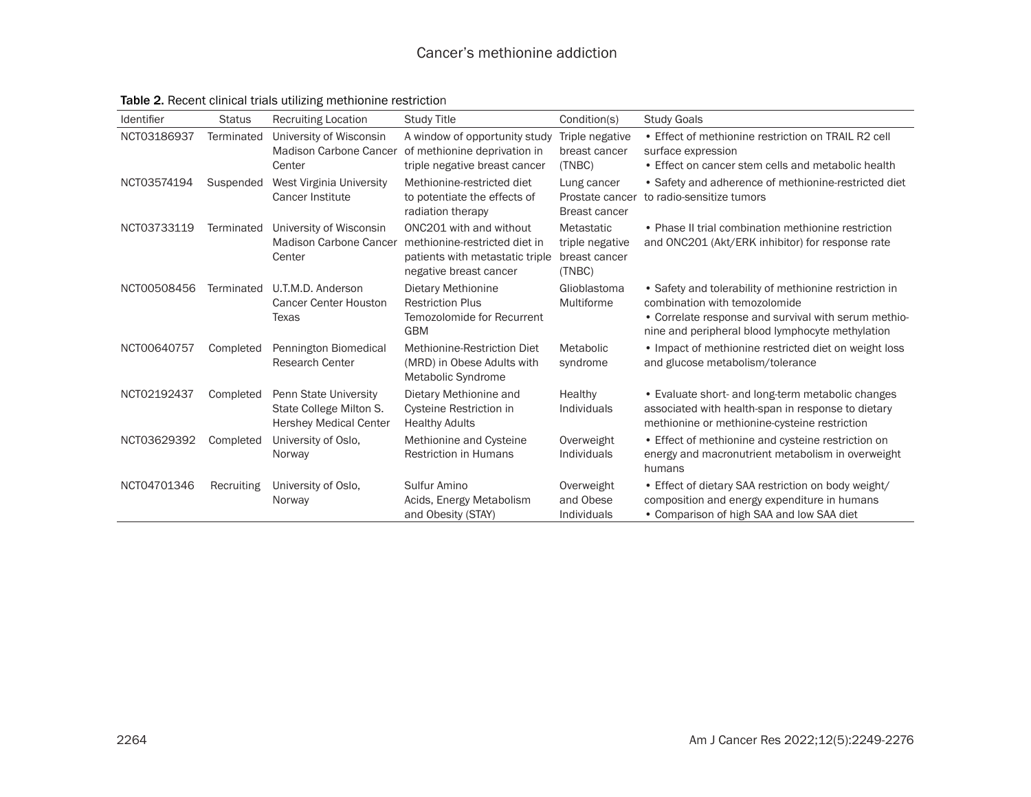**Table 2.** Recent clinical trials utilizing methionine restriction

| Identifier | Status | Recruiting Location | Study Title | Condition(s) | Study Goals |
|---|---|---|---|---|---|
| NCT03186937 | Terminated | University of Wisconsin Madison Carbone Cancer Center | A window of opportunity study of methionine deprivation in triple negative breast cancer | Triple negative breast cancer (TNBC) | • Effect of methionine restriction on TRAIL R2 cell surface expression<br>• Effect on cancer stem cells and metabolic health |
| NCT03574194 | Suspended | West Virginia University Cancer Institute | Methionine-restricted diet to potentiate the effects of radiation therapy | Lung cancer<br>Prostate cancer<br>Breast cancer | • Safety and adherence of methionine-restricted diet to radio-sensitize tumors |
| NCT03733119 | Terminated | University of Wisconsin Madison Carbone Cancer Center | ONC201 with and without methionine-restricted diet in patients with metastatic triple negative breast cancer | Metastatic triple negative breast cancer (TNBC) | • Phase II trial combination methionine restriction and ONC201 (Akt/ERK inhibitor) for response rate |
| NCT00508456 | Terminated | U.T.M.D. Anderson Cancer Center Houston Texas | Dietary Methionine Restriction Plus Temozolomide for Recurrent GBM | Glioblastoma Multiforme | • Safety and tolerability of methionine restriction in combination with temozolomide<br>• Correlate response and survival with serum methionine and peripheral blood lymphocyte methylation |
| NCT00640757 | Completed | Pennington Biomedical Research Center | Methionine-Restriction Diet (MRD) in Obese Adults with Metabolic Syndrome | Metabolic syndrome | • Impact of methionine restricted diet on weight loss and glucose metabolism/tolerance |
| NCT02192437 | Completed | Penn State University State College Milton S. Hershey Medical Center | Dietary Methionine and Cysteine Restriction in Healthy Adults | Healthy Individuals | • Evaluate short- and long-term metabolic changes associated with health-span in response to dietary methionine or methionine-cysteine restriction |
| NCT03629392 | Completed | University of Oslo, Norway | Methionine and Cysteine Restriction in Humans | Overweight Individuals | • Effect of methionine and cysteine restriction on energy and macronutrient metabolism in overweight humans |
| NCT04701346 | Recruiting | University of Oslo, Norway | Sulfur Amino Acids, Energy Metabolism and Obesity (STAY) | Overweight and Obese Individuals | • Effect of dietary SAA restriction on body weight/composition and energy expenditure in humans<br>• Comparison of high SAA and low SAA diet |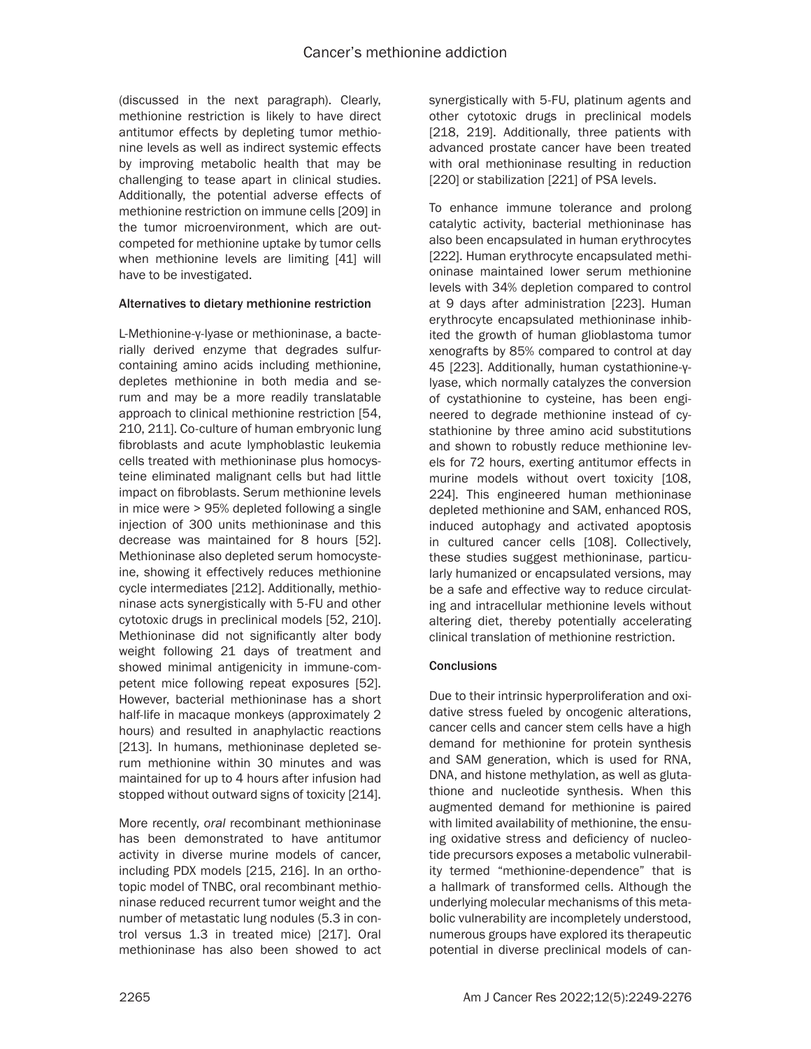(discussed in the next paragraph). Clearly, methionine restriction is likely to have direct antitumor effects by depleting tumor methionine levels as well as indirect systemic effects by improving metabolic health that may be challenging to tease apart in clinical studies. Additionally, the potential adverse effects of methionine restriction on immune cells [209] in the tumor microenvironment, which are outcompeted for methionine uptake by tumor cells when methionine levels are limiting [41] will have to be investigated.

### Alternatives to dietary methionine restriction

L-Methionine-γ-lyase or methioninase, a bacterially derived enzyme that degrades sulfur-containing amino acids including methionine, depletes methionine in both media and serum and may be a more readily translatable approach to clinical methionine restriction [54, 210, 211]. Co-culture of human embryonic lung fibroblasts and acute lymphoblastic leukemia cells treated with methioninase plus homocysteine eliminated malignant cells but had little impact on fibroblasts. Serum methionine levels in mice were > 95% depleted following a single injection of 300 units methioninase and this decrease was maintained for 8 hours [52]. Methioninase also depleted serum homocysteine, showing it effectively reduces methionine cycle intermediates [212]. Additionally, methioninase acts synergistically with 5-FU and other cytotoxic drugs in preclinical models [52, 210]. Methioninase did not significantly alter body weight following 21 days of treatment and showed minimal antigenicity in immune-competent mice following repeat exposures [52]. However, bacterial methioninase has a short half-life in macaque monkeys (approximately 2 hours) and resulted in anaphylactic reactions [213]. In humans, methioninase depleted serum methionine within 30 minutes and was maintained for up to 4 hours after infusion had stopped without outward signs of toxicity [214].

More recently, *oral* recombinant methioninase has been demonstrated to have antitumor activity in diverse murine models of cancer, including PDX models [215, 216]. In an orthotopic model of TNBC, oral recombinant methioninase reduced recurrent tumor weight and the number of metastatic lung nodules (5.3 in control versus 1.3 in treated mice) [217]. Oral methioninase has also been showed to act synergistically with 5-FU, platinum agents and other cytotoxic drugs in preclinical models [218, 219]. Additionally, three patients with advanced prostate cancer have been treated with oral methioninase resulting in reduction [220] or stabilization [221] of PSA levels.

To enhance immune tolerance and prolong catalytic activity, bacterial methioninase has also been encapsulated in human erythrocytes [222]. Human erythrocyte encapsulated methioninase maintained lower serum methionine levels with 34% depletion compared to control at 9 days after administration [223]. Human erythrocyte encapsulated methioninase inhibited the growth of human glioblastoma tumor xenografts by 85% compared to control at day 45 [223]. Additionally, human cystathionine-γ-lyase, which normally catalyzes the conversion of cystathionine to cysteine, has been engineered to degrade methionine instead of cystathionine by three amino acid substitutions and shown to robustly reduce methionine levels for 72 hours, exerting antitumor effects in murine models without overt toxicity [108, 224]. This engineered human methioninase depleted methionine and SAM, enhanced ROS, induced autophagy and activated apoptosis in cultured cancer cells [108]. Collectively, these studies suggest methioninase, particularly humanized or encapsulated versions, may be a safe and effective way to reduce circulating and intracellular methionine levels without altering diet, thereby potentially accelerating clinical translation of methionine restriction.

### Conclusions

Due to their intrinsic hyperproliferation and oxidative stress fueled by oncogenic alterations, cancer cells and cancer stem cells have a high demand for methionine for protein synthesis and SAM generation, which is used for RNA, DNA, and histone methylation, as well as glutathione and nucleotide synthesis. When this augmented demand for methionine is paired with limited availability of methionine, the ensuing oxidative stress and deficiency of nucleotide precursors exposes a metabolic vulnerability termed "methionine-dependence" that is a hallmark of transformed cells. Although the underlying molecular mechanisms of this metabolic vulnerability are incompletely understood, numerous groups have explored its therapeutic potential in diverse preclinical models of can-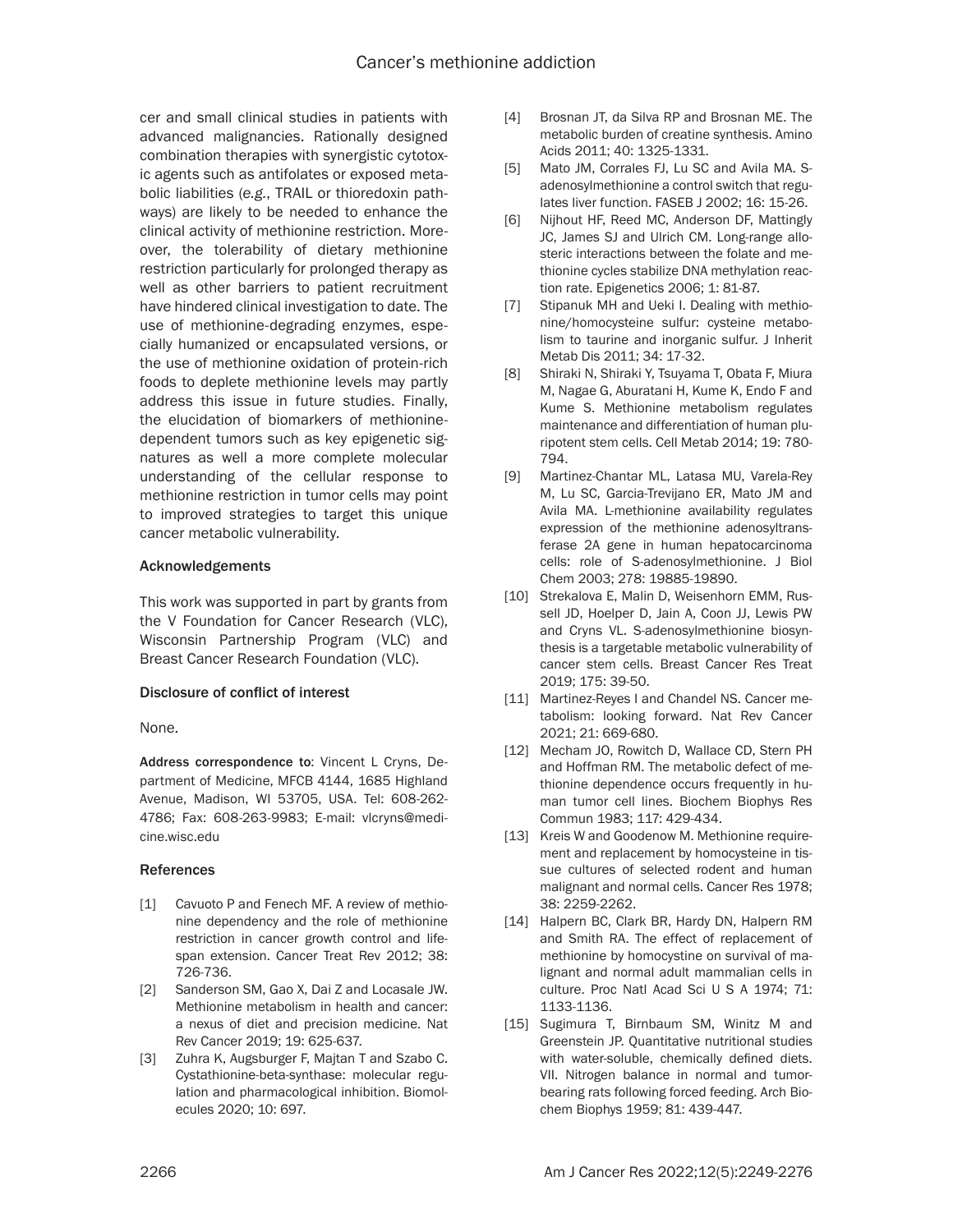cer and small clinical studies in patients with advanced malignancies. Rationally designed combination therapies with synergistic cytotoxic agents such as antifolates or exposed metabolic liabilities (*e.g.*, TRAIL or thioredoxin pathways) are likely to be needed to enhance the clinical activity of methionine restriction. Moreover, the tolerability of dietary methionine restriction particularly for prolonged therapy as well as other barriers to patient recruitment have hindered clinical investigation to date. The use of methionine-degrading enzymes, especially humanized or encapsulated versions, or the use of methionine oxidation of protein-rich foods to deplete methionine levels may partly address this issue in future studies. Finally, the elucidation of biomarkers of methionine-dependent tumors such as key epigenetic signatures as well a more complete molecular understanding of the cellular response to methionine restriction in tumor cells may point to improved strategies to target this unique cancer metabolic vulnerability.

## Acknowledgements

This work was supported in part by grants from the V Foundation for Cancer Research (VLC), Wisconsin Partnership Program (VLC) and Breast Cancer Research Foundation (VLC).

## Disclosure of conflict of interest

None.

**Address correspondence to**: Vincent L Cryns, Department of Medicine, MFCB 4144, 1685 Highland Avenue, Madison, WI 53705, USA. Tel: 608-262-4786; Fax: 608-263-9983; E-mail: vlcryns@medicine.wisc.edu

## References

[1] Cavuoto P and Fenech MF. A review of methionine dependency and the role of methionine restriction in cancer growth control and life-span extension. Cancer Treat Rev 2012; 38: 726-736.

[2] Sanderson SM, Gao X, Dai Z and Locasale JW. Methionine metabolism in health and cancer: a nexus of diet and precision medicine. Nat Rev Cancer 2019; 19: 625-637.

[3] Zuhra K, Augsburger F, Majtan T and Szabo C. Cystathionine-beta-synthase: molecular regulation and pharmacological inhibition. Biomolecules 2020; 10: 697.

[4] Brosnan JT, da Silva RP and Brosnan ME. The metabolic burden of creatine synthesis. Amino Acids 2011; 40: 1325-1331.

[5] Mato JM, Corrales FJ, Lu SC and Avila MA. S-adenosylmethionine a control switch that regulates liver function. FASEB J 2002; 16: 15-26.

[6] Nijhout HF, Reed MC, Anderson DF, Mattingly JC, James SJ and Ulrich CM. Long-range allosteric interactions between the folate and methionine cycles stabilize DNA methylation reaction rate. Epigenetics 2006; 1: 81-87.

[7] Stipanuk MH and Ueki I. Dealing with methionine/homocysteine sulfur: cysteine metabolism to taurine and inorganic sulfur. J Inherit Metab Dis 2011; 34: 17-32.

[8] Shiraki N, Shiraki Y, Tsuyama T, Obata F, Miura M, Nagae G, Aburatani H, Kume K, Endo F and Kume S. Methionine metabolism regulates maintenance and differentiation of human pluripotent stem cells. Cell Metab 2014; 19: 780-794.

[9] Martinez-Chantar ML, Latasa MU, Varela-Rey M, Lu SC, Garcia-Trevijano ER, Mato JM and Avila MA. L-methionine availability regulates expression of the methionine adenosyltransferase 2A gene in human hepatocarcinoma cells: role of S-adenosylmethionine. J Biol Chem 2003; 278: 19885-19890.

[10] Strekalova E, Malin D, Weisenhorn EMM, Russell JD, Hoelper D, Jain A, Coon JJ, Lewis PW and Cryns VL. S-adenosylmethionine biosynthesis is a targetable metabolic vulnerability of cancer stem cells. Breast Cancer Res Treat 2019; 175: 39-50.

[11] Martinez-Reyes I and Chandel NS. Cancer metabolism: looking forward. Nat Rev Cancer 2021; 21: 669-680.

[12] Mecham JO, Rowitch D, Wallace CD, Stern PH and Hoffman RM. The metabolic defect of methionine dependence occurs frequently in human tumor cell lines. Biochem Biophys Res Commun 1983; 117: 429-434.

[13] Kreis W and Goodenow M. Methionine requirement and replacement by homocysteine in tissue cultures of selected rodent and human malignant and normal cells. Cancer Res 1978; 38: 2259-2262.

[14] Halpern BC, Clark BR, Hardy DN, Halpern RM and Smith RA. The effect of replacement of methionine by homocystine on survival of malignant and normal adult mammalian cells in culture. Proc Natl Acad Sci U S A 1974; 71: 1133-1136.

[15] Sugimura T, Birnbaum SM, Winitz M and Greenstein JP. Quantitative nutritional studies with water-soluble, chemically defined diets. VII. Nitrogen balance in normal and tumor-bearing rats following forced feeding. Arch Biochem Biophys 1959; 81: 439-447.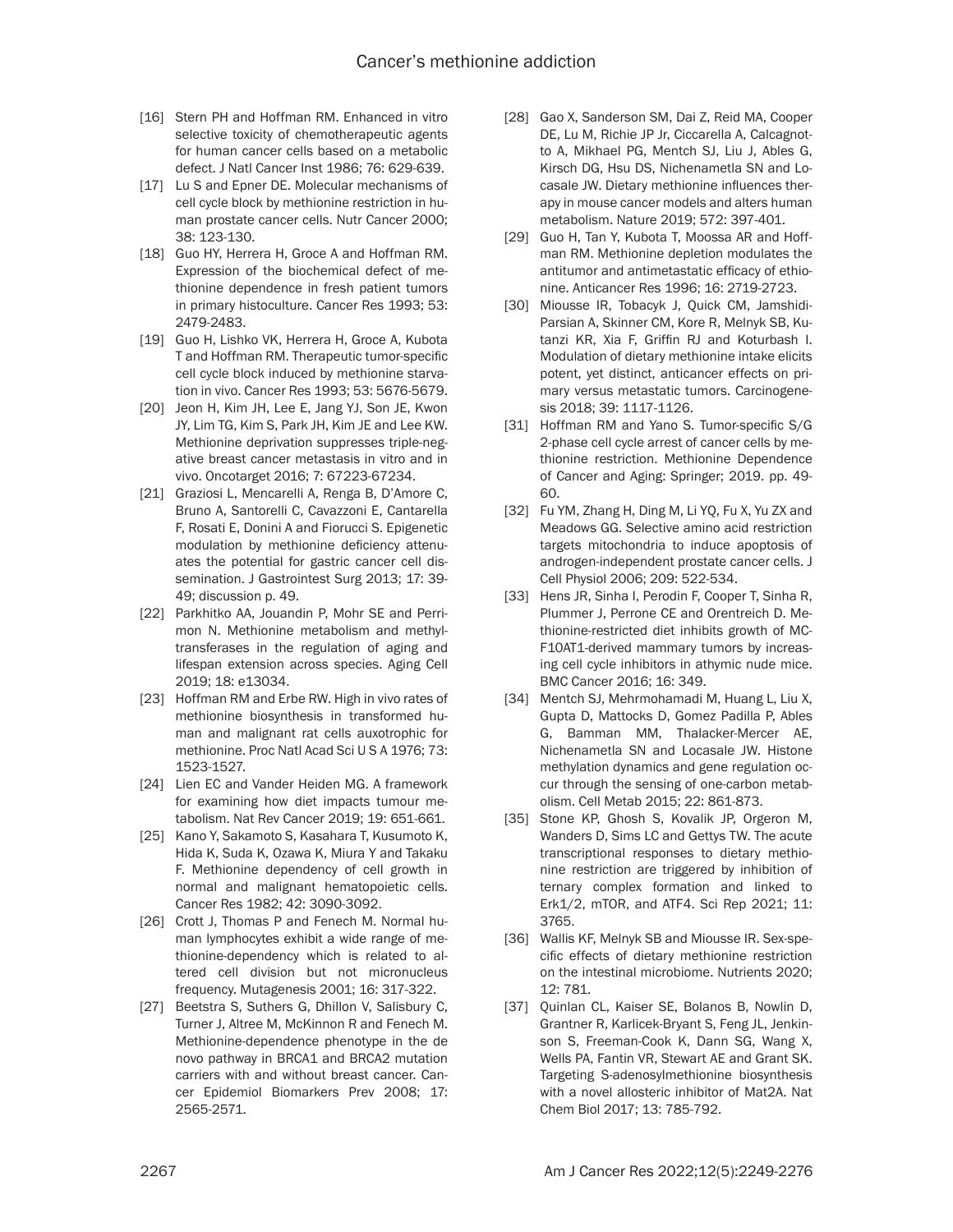[16] Stern PH and Hoffman RM. Enhanced in vitro selective toxicity of chemotherapeutic agents for human cancer cells based on a metabolic defect. J Natl Cancer Inst 1986; 76: 629-639.

[17] Lu S and Epner DE. Molecular mechanisms of cell cycle block by methionine restriction in human prostate cancer cells. Nutr Cancer 2000; 38: 123-130.

[18] Guo HY, Herrera H, Groce A and Hoffman RM. Expression of the biochemical defect of methionine dependence in fresh patient tumors in primary histoculture. Cancer Res 1993; 53: 2479-2483.

[19] Guo H, Lishko VK, Herrera H, Groce A, Kubota T and Hoffman RM. Therapeutic tumor-specific cell cycle block induced by methionine starvation in vivo. Cancer Res 1993; 53: 5676-5679.

[20] Jeon H, Kim JH, Lee E, Jang YJ, Son JE, Kwon JY, Lim TG, Kim S, Park JH, Kim JE and Lee KW. Methionine deprivation suppresses triple-negative breast cancer metastasis in vitro and in vivo. Oncotarget 2016; 7: 67223-67234.

[21] Graziosi L, Mencarelli A, Renga B, D'Amore C, Bruno A, Santorelli C, Cavazzoni E, Cantarella F, Rosati E, Donini A and Fiorucci S. Epigenetic modulation by methionine deficiency attenuates the potential for gastric cancer cell dissemination. J Gastrointest Surg 2013; 17: 39-49; discussion p. 49.

[22] Parkhitko AA, Jouandin P, Mohr SE and Perrimon N. Methionine metabolism and methyltransferases in the regulation of aging and lifespan extension across species. Aging Cell 2019; 18: e13034.

[23] Hoffman RM and Erbe RW. High in vivo rates of methionine biosynthesis in transformed human and malignant rat cells auxotrophic for methionine. Proc Natl Acad Sci U S A 1976; 73: 1523-1527.

[24] Lien EC and Vander Heiden MG. A framework for examining how diet impacts tumour metabolism. Nat Rev Cancer 2019; 19: 651-661.

[25] Kano Y, Sakamoto S, Kasahara T, Kusumoto K, Hida K, Suda K, Ozawa K, Miura Y and Takaku F. Methionine dependency of cell growth in normal and malignant hematopoietic cells. Cancer Res 1982; 42: 3090-3092.

[26] Crott J, Thomas P and Fenech M. Normal human lymphocytes exhibit a wide range of methionine-dependency which is related to altered cell division but not micronucleus frequency. Mutagenesis 2001; 16: 317-322.

[27] Beetstra S, Suthers G, Dhillon V, Salisbury C, Turner J, Altree M, McKinnon R and Fenech M. Methionine-dependence phenotype in the de novo pathway in BRCA1 and BRCA2 mutation carriers with and without breast cancer. Cancer Epidemiol Biomarkers Prev 2008; 17: 2565-2571.

[28] Gao X, Sanderson SM, Dai Z, Reid MA, Cooper DE, Lu M, Richie JP Jr, Ciccarella A, Calcagnotto A, Mikhael PG, Mentch SJ, Liu J, Ables G, Kirsch DG, Hsu DS, Nichenametla SN and Locasale JW. Dietary methionine influences therapy in mouse cancer models and alters human metabolism. Nature 2019; 572: 397-401.

[29] Guo H, Tan Y, Kubota T, Moossa AR and Hoffman RM. Methionine depletion modulates the antitumor and antimetastatic efficacy of ethionine. Anticancer Res 1996; 16: 2719-2723.

[30] Miousse IR, Tobacyk J, Quick CM, Jamshidi-Parsian A, Skinner CM, Kore R, Melnyk SB, Kutanzi KR, Xia F, Griffin RJ and Koturbash I. Modulation of dietary methionine intake elicits potent, yet distinct, anticancer effects on primary versus metastatic tumors. Carcinogenesis 2018; 39: 1117-1126.

[31] Hoffman RM and Yano S. Tumor-specific S/G 2-phase cell cycle arrest of cancer cells by methionine restriction. Methionine Dependence of Cancer and Aging: Springer; 2019. pp. 49-60.

[32] Fu YM, Zhang H, Ding M, Li YQ, Fu X, Yu ZX and Meadows GG. Selective amino acid restriction targets mitochondria to induce apoptosis of androgen-independent prostate cancer cells. J Cell Physiol 2006; 209: 522-534.

[33] Hens JR, Sinha I, Perodin F, Cooper T, Sinha R, Plummer J, Perrone CE and Orentreich D. Methionine-restricted diet inhibits growth of MCF10AT1-derived mammary tumors by increasing cell cycle inhibitors in athymic nude mice. BMC Cancer 2016; 16: 349.

[34] Mentch SJ, Mehrmohamadi M, Huang L, Liu X, Gupta D, Mattocks D, Gomez Padilla P, Ables G, Bamman MM, Thalacker-Mercer AE, Nichenametla SN and Locasale JW. Histone methylation dynamics and gene regulation occur through the sensing of one-carbon metabolism. Cell Metab 2015; 22: 861-873.

[35] Stone KP, Ghosh S, Kovalik JP, Orgeron M, Wanders D, Sims LC and Gettys TW. The acute transcriptional responses to dietary methionine restriction are triggered by inhibition of ternary complex formation and linked to Erk1/2, mTOR, and ATF4. Sci Rep 2021; 11: 3765.

[36] Wallis KF, Melnyk SB and Miousse IR. Sex-specific effects of dietary methionine restriction on the intestinal microbiome. Nutrients 2020; 12: 781.

[37] Quinlan CL, Kaiser SE, Bolanos B, Nowlin D, Grantner R, Karlicek-Bryant S, Feng JL, Jenkinson S, Freeman-Cook K, Dann SG, Wang X, Wells PA, Fantin VR, Stewart AE and Grant SK. Targeting S-adenosylmethionine biosynthesis with a novel allosteric inhibitor of Mat2A. Nat Chem Biol 2017; 13: 785-792.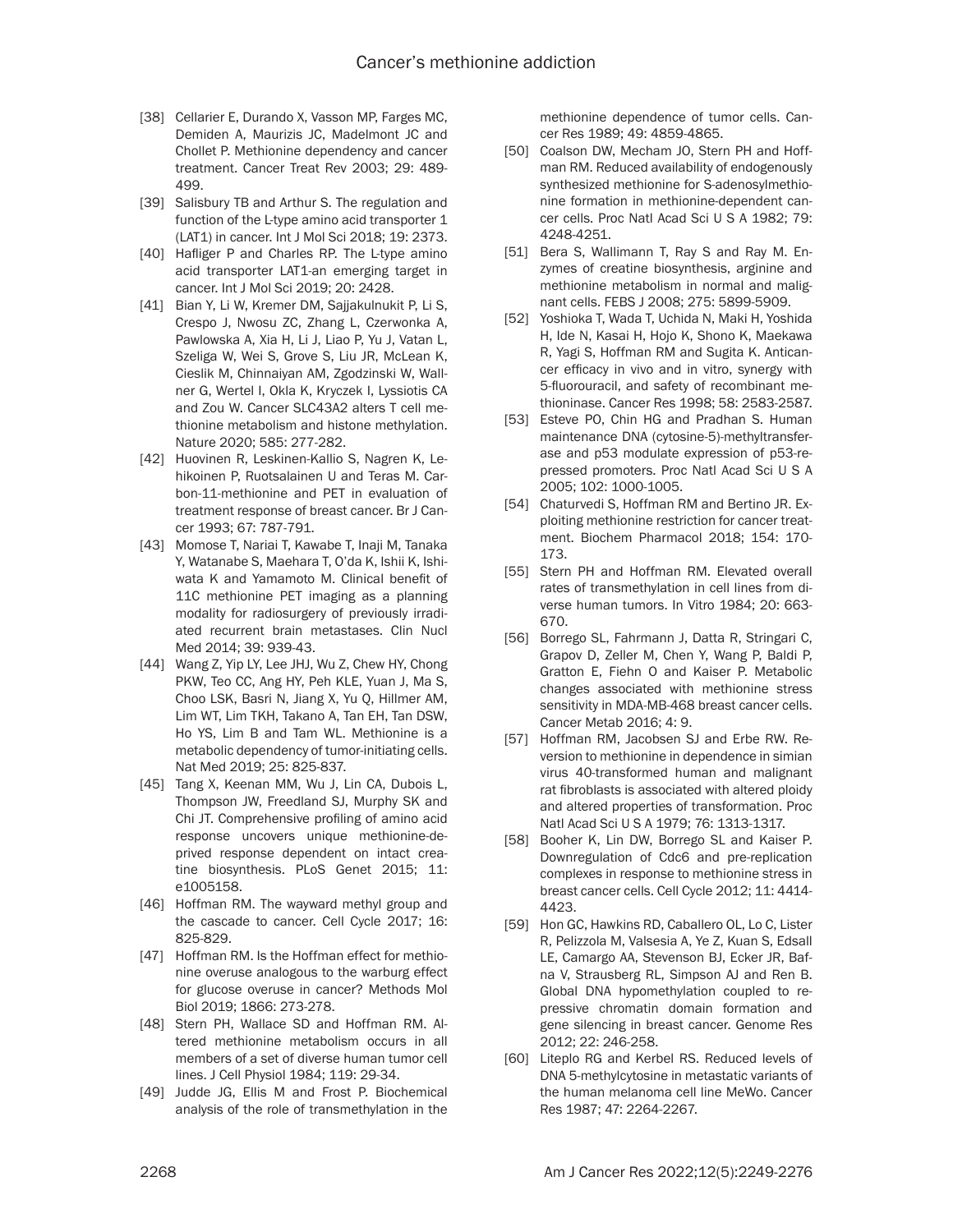[38] Cellarier E, Durando X, Vasson MP, Farges MC, Demiden A, Maurizis JC, Madelmont JC and Chollet P. Methionine dependency and cancer treatment. Cancer Treat Rev 2003; 29: 489-499.

[39] Salisbury TB and Arthur S. The regulation and function of the L-type amino acid transporter 1 (LAT1) in cancer. Int J Mol Sci 2018; 19: 2373.

[40] Hafliger P and Charles RP. The L-type amino acid transporter LAT1-an emerging target in cancer. Int J Mol Sci 2019; 20: 2428.

[41] Bian Y, Li W, Kremer DM, Sajjakulnukit P, Li S, Crespo J, Nwosu ZC, Zhang L, Czerwonka A, Pawlowska A, Xia H, Li J, Liao P, Yu J, Vatan L, Szeliga W, Wei S, Grove S, Liu JR, McLean K, Cieslik M, Chinnaiyan AM, Zgodzinski W, Wallner G, Wertel I, Okla K, Kryczek I, Lyssiotis CA and Zou W. Cancer SLC43A2 alters T cell methionine metabolism and histone methylation. Nature 2020; 585: 277-282.

[42] Huovinen R, Leskinen-Kallio S, Nagren K, Lehikoinen P, Ruotsalainen U and Teras M. Carbon-11-methionine and PET in evaluation of treatment response of breast cancer. Br J Cancer 1993; 67: 787-791.

[43] Momose T, Nariai T, Kawabe T, Inaji M, Tanaka Y, Watanabe S, Maehara T, O'da K, Ishii K, Ishiwata K and Yamamoto M. Clinical benefit of 11C methionine PET imaging as a planning modality for radiosurgery of previously irradiated recurrent brain metastases. Clin Nucl Med 2014; 39: 939-43.

[44] Wang Z, Yip LY, Lee JHJ, Wu Z, Chew HY, Chong PKW, Teo CC, Ang HY, Peh KLE, Yuan J, Ma S, Choo LSK, Basri N, Jiang X, Yu Q, Hillmer AM, Lim WT, Lim TKH, Takano A, Tan EH, Tan DSW, Ho YS, Lim B and Tam WL. Methionine is a metabolic dependency of tumor-initiating cells. Nat Med 2019; 25: 825-837.

[45] Tang X, Keenan MM, Wu J, Lin CA, Dubois L, Thompson JW, Freedland SJ, Murphy SK and Chi JT. Comprehensive profiling of amino acid response uncovers unique methionine-deprived response dependent on intact creatine biosynthesis. PLoS Genet 2015; 11: e1005158.

[46] Hoffman RM. The wayward methyl group and the cascade to cancer. Cell Cycle 2017; 16: 825-829.

[47] Hoffman RM. Is the Hoffman effect for methionine overuse analogous to the warburg effect for glucose overuse in cancer? Methods Mol Biol 2019; 1866: 273-278.

[48] Stern PH, Wallace SD and Hoffman RM. Altered methionine metabolism occurs in all members of a set of diverse human tumor cell lines. J Cell Physiol 1984; 119: 29-34.

[49] Judde JG, Ellis M and Frost P. Biochemical analysis of the role of transmethylation in the methionine dependence of tumor cells. Cancer Res 1989; 49: 4859-4865.

[50] Coalson DW, Mecham JO, Stern PH and Hoffman RM. Reduced availability of endogenously synthesized methionine for S-adenosylmethionine formation in methionine-dependent cancer cells. Proc Natl Acad Sci U S A 1982; 79: 4248-4251.

[51] Bera S, Wallimann T, Ray S and Ray M. Enzymes of creatine biosynthesis, arginine and methionine metabolism in normal and malignant cells. FEBS J 2008; 275: 5899-5909.

[52] Yoshioka T, Wada T, Uchida N, Maki H, Yoshida H, Ide N, Kasai H, Hojo K, Shono K, Maekawa R, Yagi S, Hoffman RM and Sugita K. Anticancer efficacy in vivo and in vitro, synergy with 5-fluorouracil, and safety of recombinant methioninase. Cancer Res 1998; 58: 2583-2587.

[53] Esteve PO, Chin HG and Pradhan S. Human maintenance DNA (cytosine-5)-methyltransferase and p53 modulate expression of p53-repressed promoters. Proc Natl Acad Sci U S A 2005; 102: 1000-1005.

[54] Chaturvedi S, Hoffman RM and Bertino JR. Exploiting methionine restriction for cancer treatment. Biochem Pharmacol 2018; 154: 170-173.

[55] Stern PH and Hoffman RM. Elevated overall rates of transmethylation in cell lines from diverse human tumors. In Vitro 1984; 20: 663-670.

[56] Borrego SL, Fahrmann J, Datta R, Stringari C, Grapov D, Zeller M, Chen Y, Wang P, Baldi P, Gratton E, Fiehn O and Kaiser P. Metabolic changes associated with methionine stress sensitivity in MDA-MB-468 breast cancer cells. Cancer Metab 2016; 4: 9.

[57] Hoffman RM, Jacobsen SJ and Erbe RW. Reversion to methionine in dependence in simian virus 40-transformed human and malignant rat fibroblasts is associated with altered ploidy and altered properties of transformation. Proc Natl Acad Sci U S A 1979; 76: 1313-1317.

[58] Booher K, Lin DW, Borrego SL and Kaiser P. Downregulation of Cdc6 and pre-replication complexes in response to methionine stress in breast cancer cells. Cell Cycle 2012; 11: 4414-4423.

[59] Hon GC, Hawkins RD, Caballero OL, Lo C, Lister R, Pelizzola M, Valsesia A, Ye Z, Kuan S, Edsall LE, Camargo AA, Stevenson BJ, Ecker JR, Bafna V, Strausberg RL, Simpson AJ and Ren B. Global DNA hypomethylation coupled to repressive chromatin domain formation and gene silencing in breast cancer. Genome Res 2012; 22: 246-258.

[60] Liteplo RG and Kerbel RS. Reduced levels of DNA 5-methylcytosine in metastatic variants of the human melanoma cell line MeWo. Cancer Res 1987; 47: 2264-2267.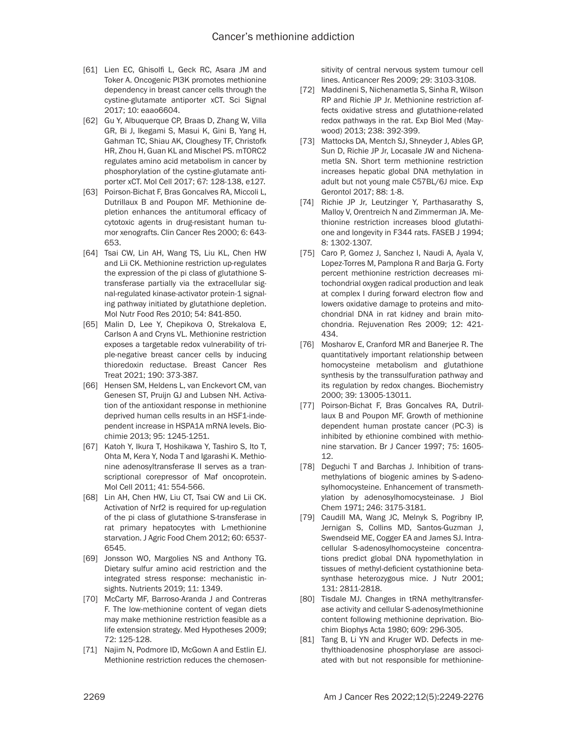[61] Lien EC, Ghisolfi L, Geck RC, Asara JM and Toker A. Oncogenic PI3K promotes methionine dependency in breast cancer cells through the cystine-glutamate antiporter xCT. Sci Signal 2017; 10: eaao6604.

[62] Gu Y, Albuquerque CP, Braas D, Zhang W, Villa GR, Bi J, Ikegami S, Masui K, Gini B, Yang H, Gahman TC, Shiau AK, Cloughesy TF, Christofk HR, Zhou H, Guan KL and Mischel PS. mTORC2 regulates amino acid metabolism in cancer by phosphorylation of the cystine-glutamate antiporter xCT. Mol Cell 2017; 67: 128-138, e127.

[63] Poirson-Bichat F, Bras Goncalves RA, Miccoli L, Dutrillaux B and Poupon MF. Methionine depletion enhances the antitumoral efficacy of cytotoxic agents in drug-resistant human tumor xenografts. Clin Cancer Res 2000; 6: 643-653.

[64] Tsai CW, Lin AH, Wang TS, Liu KL, Chen HW and Lii CK. Methionine restriction up-regulates the expression of the pi class of glutathione S-transferase partially via the extracellular signal-regulated kinase-activator protein-1 signaling pathway initiated by glutathione depletion. Mol Nutr Food Res 2010; 54: 841-850.

[65] Malin D, Lee Y, Chepikova O, Strekalova E, Carlson A and Cryns VL. Methionine restriction exposes a targetable redox vulnerability of triple-negative breast cancer cells by inducing thioredoxin reductase. Breast Cancer Res Treat 2021; 190: 373-387.

[66] Hensen SM, Heldens L, van Enckevort CM, van Genesen ST, Pruijn GJ and Lubsen NH. Activation of the antioxidant response in methionine deprived human cells results in an HSF1-independent increase in HSPA1A mRNA levels. Biochimie 2013; 95: 1245-1251.

[67] Katoh Y, Ikura T, Hoshikawa Y, Tashiro S, Ito T, Ohta M, Kera Y, Noda T and Igarashi K. Methionine adenosyltransferase II serves as a transcriptional corepressor of Maf oncoprotein. Mol Cell 2011; 41: 554-566.

[68] Lin AH, Chen HW, Liu CT, Tsai CW and Lii CK. Activation of Nrf2 is required for up-regulation of the pi class of glutathione S-transferase in rat primary hepatocytes with L-methionine starvation. J Agric Food Chem 2012; 60: 6537-6545.

[69] Jonsson WO, Margolies NS and Anthony TG. Dietary sulfur amino acid restriction and the integrated stress response: mechanistic insights. Nutrients 2019; 11: 1349.

[70] McCarty MF, Barroso-Aranda J and Contreras F. The low-methionine content of vegan diets may make methionine restriction feasible as a life extension strategy. Med Hypotheses 2009; 72: 125-128.

[71] Najim N, Podmore ID, McGown A and Estlin EJ. Methionine restriction reduces the chemosensitivity of central nervous system tumour cell lines. Anticancer Res 2009; 29: 3103-3108.

[72] Maddineni S, Nichenametla S, Sinha R, Wilson RP and Richie JP Jr. Methionine restriction affects oxidative stress and glutathione-related redox pathways in the rat. Exp Biol Med (Maywood) 2013; 238: 392-399.

[73] Mattocks DA, Mentch SJ, Shneyder J, Ables GP, Sun D, Richie JP Jr, Locasale JW and Nichenametla SN. Short term methionine restriction increases hepatic global DNA methylation in adult but not young male C57BL/6J mice. Exp Gerontol 2017; 88: 1-8.

[74] Richie JP Jr, Leutzinger Y, Parthasarathy S, Malloy V, Orentreich N and Zimmerman JA. Methionine restriction increases blood glutathione and longevity in F344 rats. FASEB J 1994; 8: 1302-1307.

[75] Caro P, Gomez J, Sanchez I, Naudi A, Ayala V, Lopez-Torres M, Pamplona R and Barja G. Forty percent methionine restriction decreases mitochondrial oxygen radical production and leak at complex I during forward electron flow and lowers oxidative damage to proteins and mitochondrial DNA in rat kidney and brain mitochondria. Rejuvenation Res 2009; 12: 421-434.

[76] Mosharov E, Cranford MR and Banerjee R. The quantitatively important relationship between homocysteine metabolism and glutathione synthesis by the transsulfuration pathway and its regulation by redox changes. Biochemistry 2000; 39: 13005-13011.

[77] Poirson-Bichat F, Bras Goncalves RA, Dutrillaux B and Poupon MF. Growth of methionine dependent human prostate cancer (PC-3) is inhibited by ethionine combined with methionine starvation. Br J Cancer 1997; 75: 1605-12.

[78] Deguchi T and Barchas J. Inhibition of transmethylations of biogenic amines by S-adenosylhomocysteine. Enhancement of transmethylation by adenosylhomocysteinase. J Biol Chem 1971; 246: 3175-3181.

[79] Caudill MA, Wang JC, Melnyk S, Pogribny IP, Jernigan S, Collins MD, Santos-Guzman J, Swendseid ME, Cogger EA and James SJ. Intracellular S-adenosylhomocysteine concentrations predict global DNA hypomethylation in tissues of methyl-deficient cystathionine beta-synthase heterozygous mice. J Nutr 2001; 131: 2811-2818.

[80] Tisdale MJ. Changes in tRNA methyltransferase activity and cellular S-adenosylmethionine content following methionine deprivation. Biochim Biophys Acta 1980; 609: 296-305.

[81] Tang B, Li YN and Kruger WD. Defects in methylthioadenosine phosphorylase are associated with but not responsible for methionine-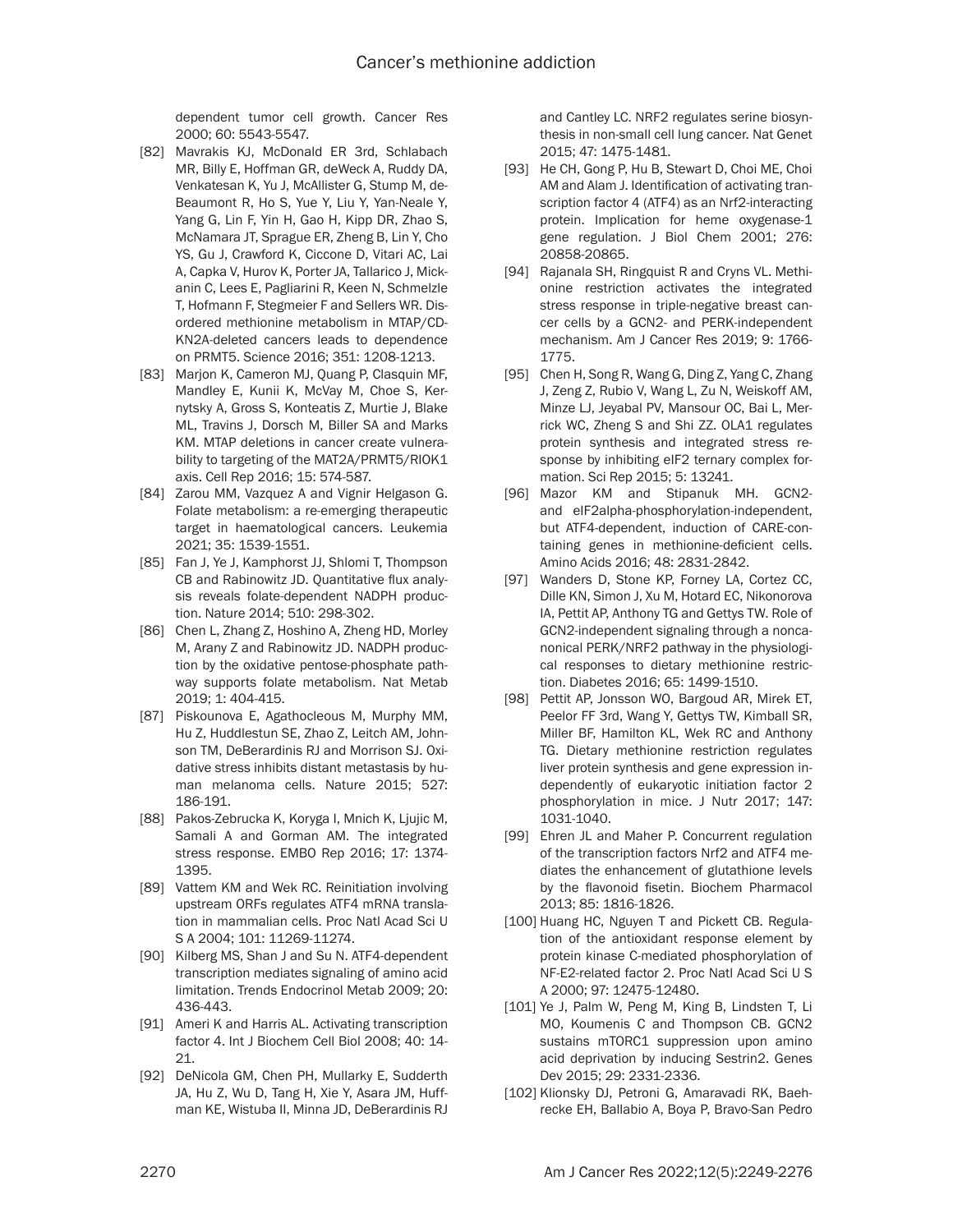dependent tumor cell growth. Cancer Res 2000; 60: 5543-5547.

[82] Mavrakis KJ, McDonald ER 3rd, Schlabach MR, Billy E, Hoffman GR, deWeck A, Ruddy DA, Venkatesan K, Yu J, McAllister G, Stump M, deBeaumont R, Ho S, Yue Y, Liu Y, Yan-Neale Y, Yang G, Lin F, Yin H, Gao H, Kipp DR, Zhao S, McNamara JT, Sprague ER, Zheng B, Lin Y, Cho YS, Gu J, Crawford K, Ciccone D, Vitari AC, Lai A, Capka V, Hurov K, Porter JA, Tallarico J, Mickanin C, Lees E, Pagliarini R, Keen N, Schmelzle T, Hofmann F, Stegmeier F and Sellers WR. Disordered methionine metabolism in MTAP/CDKN2A-deleted cancers leads to dependence on PRMT5. Science 2016; 351: 1208-1213.

[83] Marjon K, Cameron MJ, Quang P, Clasquin MF, Mandley E, Kunii K, McVay M, Choe S, Kernytsky A, Gross S, Konteatis Z, Murtie J, Blake ML, Travins J, Dorsch M, Biller SA and Marks KM. MTAP deletions in cancer create vulnerability to targeting of the MAT2A/PRMT5/RIOK1 axis. Cell Rep 2016; 15: 574-587.

[84] Zarou MM, Vazquez A and Vignir Helgason G. Folate metabolism: a re-emerging therapeutic target in haematological cancers. Leukemia 2021; 35: 1539-1551.

[85] Fan J, Ye J, Kamphorst JJ, Shlomi T, Thompson CB and Rabinowitz JD. Quantitative flux analysis reveals folate-dependent NADPH production. Nature 2014; 510: 298-302.

[86] Chen L, Zhang Z, Hoshino A, Zheng HD, Morley M, Arany Z and Rabinowitz JD. NADPH production by the oxidative pentose-phosphate pathway supports folate metabolism. Nat Metab 2019; 1: 404-415.

[87] Piskounova E, Agathocleous M, Murphy MM, Hu Z, Huddlestun SE, Zhao Z, Leitch AM, Johnson TM, DeBerardinis RJ and Morrison SJ. Oxidative stress inhibits distant metastasis by human melanoma cells. Nature 2015; 527: 186-191.

[88] Pakos-Zebrucka K, Koryga I, Mnich K, Ljujic M, Samali A and Gorman AM. The integrated stress response. EMBO Rep 2016; 17: 1374-1395.

[89] Vattem KM and Wek RC. Reinitiation involving upstream ORFs regulates ATF4 mRNA translation in mammalian cells. Proc Natl Acad Sci U S A 2004; 101: 11269-11274.

[90] Kilberg MS, Shan J and Su N. ATF4-dependent transcription mediates signaling of amino acid limitation. Trends Endocrinol Metab 2009; 20: 436-443.

[91] Ameri K and Harris AL. Activating transcription factor 4. Int J Biochem Cell Biol 2008; 40: 14-21.

[92] DeNicola GM, Chen PH, Mullarky E, Sudderth JA, Hu Z, Wu D, Tang H, Xie Y, Asara JM, Huffman KE, Wistuba II, Minna JD, DeBerardinis RJ and Cantley LC. NRF2 regulates serine biosynthesis in non-small cell lung cancer. Nat Genet 2015; 47: 1475-1481.

[93] He CH, Gong P, Hu B, Stewart D, Choi ME, Choi AM and Alam J. Identification of activating transcription factor 4 (ATF4) as an Nrf2-interacting protein. Implication for heme oxygenase-1 gene regulation. J Biol Chem 2001; 276: 20858-20865.

[94] Rajanala SH, Ringquist R and Cryns VL. Methionine restriction activates the integrated stress response in triple-negative breast cancer cells by a GCN2- and PERK-independent mechanism. Am J Cancer Res 2019; 9: 1766-1775.

[95] Chen H, Song R, Wang G, Ding Z, Yang C, Zhang J, Zeng Z, Rubio V, Wang L, Zu N, Weiskoff AM, Minze LJ, Jeyabal PV, Mansour OC, Bai L, Merrick WC, Zheng S and Shi ZZ. OLA1 regulates protein synthesis and integrated stress response by inhibiting eIF2 ternary complex formation. Sci Rep 2015; 5: 13241.

[96] Mazor KM and Stipanuk MH. GCN2- and eIF2alpha-phosphorylation-independent, but ATF4-dependent, induction of CARE-containing genes in methionine-deficient cells. Amino Acids 2016; 48: 2831-2842.

[97] Wanders D, Stone KP, Forney LA, Cortez CC, Dille KN, Simon J, Xu M, Hotard EC, Nikonorova IA, Pettit AP, Anthony TG and Gettys TW. Role of GCN2-independent signaling through a noncanonical PERK/NRF2 pathway in the physiological responses to dietary methionine restriction. Diabetes 2016; 65: 1499-1510.

[98] Pettit AP, Jonsson WO, Bargoud AR, Mirek ET, Peelor FF 3rd, Wang Y, Gettys TW, Kimball SR, Miller BF, Hamilton KL, Wek RC and Anthony TG. Dietary methionine restriction regulates liver protein synthesis and gene expression independently of eukaryotic initiation factor 2 phosphorylation in mice. J Nutr 2017; 147: 1031-1040.

[99] Ehren JL and Maher P. Concurrent regulation of the transcription factors Nrf2 and ATF4 mediates the enhancement of glutathione levels by the flavonoid fisetin. Biochem Pharmacol 2013; 85: 1816-1826.

[100] Huang HC, Nguyen T and Pickett CB. Regulation of the antioxidant response element by protein kinase C-mediated phosphorylation of NF-E2-related factor 2. Proc Natl Acad Sci U S A 2000; 97: 12475-12480.

[101] Ye J, Palm W, Peng M, King B, Lindsten T, Li MO, Koumenis C and Thompson CB. GCN2 sustains mTORC1 suppression upon amino acid deprivation by inducing Sestrin2. Genes Dev 2015; 29: 2331-2336.

[102] Klionsky DJ, Petroni G, Amaravadi RK, Baehrecke EH, Ballabio A, Boya P, Bravo-San Pedro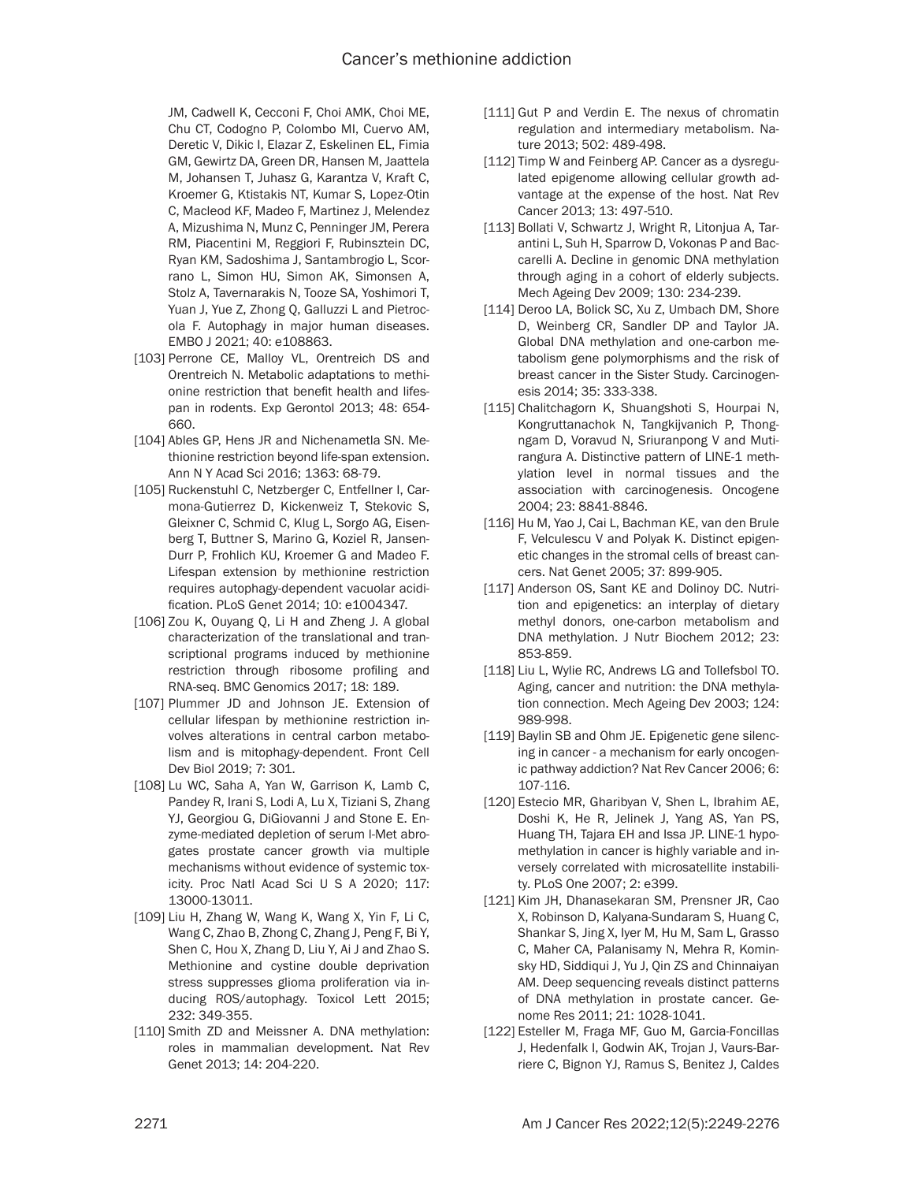JM, Cadwell K, Cecconi F, Choi AMK, Choi ME, Chu CT, Codogno P, Colombo MI, Cuervo AM, Deretic V, Dikic I, Elazar Z, Eskelinen EL, Fimia GM, Gewirtz DA, Green DR, Hansen M, Jaattela M, Johansen T, Juhasz G, Karantza V, Kraft C, Kroemer G, Ktistakis NT, Kumar S, Lopez-Otin C, Macleod KF, Madeo F, Martinez J, Melendez A, Mizushima N, Munz C, Penninger JM, Perera RM, Piacentini M, Reggiori F, Rubinsztein DC, Ryan KM, Sadoshima J, Santambrogio L, Scorrano L, Simon HU, Simon AK, Simonsen A, Stolz A, Tavernarakis N, Tooze SA, Yoshimori T, Yuan J, Yue Z, Zhong Q, Galluzzi L and Pietrocola F. Autophagy in major human diseases. EMBO J 2021; 40: e108863.

[103] Perrone CE, Malloy VL, Orentreich DS and Orentreich N. Metabolic adaptations to methionine restriction that benefit health and lifespan in rodents. Exp Gerontol 2013; 48: 654-660.

[104] Ables GP, Hens JR and Nichenametla SN. Methionine restriction beyond life-span extension. Ann N Y Acad Sci 2016; 1363: 68-79.

[105] Ruckenstuhl C, Netzberger C, Entfellner I, Carmona-Gutierrez D, Kickenweiz T, Stekovic S, Gleixner C, Schmid C, Klug L, Sorgo AG, Eisenberg T, Buttner S, Marino G, Koziel R, Jansen-Durr P, Frohlich KU, Kroemer G and Madeo F. Lifespan extension by methionine restriction requires autophagy-dependent vacuolar acidification. PLoS Genet 2014; 10: e1004347.

[106] Zou K, Ouyang Q, Li H and Zheng J. A global characterization of the translational and transcriptional programs induced by methionine restriction through ribosome profiling and RNA-seq. BMC Genomics 2017; 18: 189.

[107] Plummer JD and Johnson JE. Extension of cellular lifespan by methionine restriction involves alterations in central carbon metabolism and is mitophagy-dependent. Front Cell Dev Biol 2019; 7: 301.

[108] Lu WC, Saha A, Yan W, Garrison K, Lamb C, Pandey R, Irani S, Lodi A, Lu X, Tiziani S, Zhang YJ, Georgiou G, DiGiovanni J and Stone E. Enzyme-mediated depletion of serum l-Met abrogates prostate cancer growth via multiple mechanisms without evidence of systemic toxicity. Proc Natl Acad Sci U S A 2020; 117: 13000-13011.

[109] Liu H, Zhang W, Wang K, Wang X, Yin F, Li C, Wang C, Zhao B, Zhong C, Zhang J, Peng F, Bi Y, Shen C, Hou X, Zhang D, Liu Y, Ai J and Zhao S. Methionine and cystine double deprivation stress suppresses glioma proliferation via inducing ROS/autophagy. Toxicol Lett 2015; 232: 349-355.

[110] Smith ZD and Meissner A. DNA methylation: roles in mammalian development. Nat Rev Genet 2013; 14: 204-220.

[111] Gut P and Verdin E. The nexus of chromatin regulation and intermediary metabolism. Nature 2013; 502: 489-498.

[112] Timp W and Feinberg AP. Cancer as a dysregulated epigenome allowing cellular growth advantage at the expense of the host. Nat Rev Cancer 2013; 13: 497-510.

[113] Bollati V, Schwartz J, Wright R, Litonjua A, Tarantini L, Suh H, Sparrow D, Vokonas P and Baccarelli A. Decline in genomic DNA methylation through aging in a cohort of elderly subjects. Mech Ageing Dev 2009; 130: 234-239.

[114] Deroo LA, Bolick SC, Xu Z, Umbach DM, Shore D, Weinberg CR, Sandler DP and Taylor JA. Global DNA methylation and one-carbon metabolism gene polymorphisms and the risk of breast cancer in the Sister Study. Carcinogenesis 2014; 35: 333-338.

[115] Chalitchagorn K, Shuangshoti S, Hourpai N, Kongruttanachok N, Tangkijvanich P, Thongngam D, Voravud N, Sriuranpong V and Mutirangura A. Distinctive pattern of LINE-1 methylation level in normal tissues and the association with carcinogenesis. Oncogene 2004; 23: 8841-8846.

[116] Hu M, Yao J, Cai L, Bachman KE, van den Brule F, Velculescu V and Polyak K. Distinct epigenetic changes in the stromal cells of breast cancers. Nat Genet 2005; 37: 899-905.

[117] Anderson OS, Sant KE and Dolinoy DC. Nutrition and epigenetics: an interplay of dietary methyl donors, one-carbon metabolism and DNA methylation. J Nutr Biochem 2012; 23: 853-859.

[118] Liu L, Wylie RC, Andrews LG and Tollefsbol TO. Aging, cancer and nutrition: the DNA methylation connection. Mech Ageing Dev 2003; 124: 989-998.

[119] Baylin SB and Ohm JE. Epigenetic gene silencing in cancer - a mechanism for early oncogenic pathway addiction? Nat Rev Cancer 2006; 6: 107-116.

[120] Estecio MR, Gharibyan V, Shen L, Ibrahim AE, Doshi K, He R, Jelinek J, Yang AS, Yan PS, Huang TH, Tajara EH and Issa JP. LINE-1 hypomethylation in cancer is highly variable and inversely correlated with microsatellite instability. PLoS One 2007; 2: e399.

[121] Kim JH, Dhanasekaran SM, Prensner JR, Cao X, Robinson D, Kalyana-Sundaram S, Huang C, Shankar S, Jing X, Iyer M, Hu M, Sam L, Grasso C, Maher CA, Palanisamy N, Mehra R, Kominsky HD, Siddiqui J, Yu J, Qin ZS and Chinnaiyan AM. Deep sequencing reveals distinct patterns of DNA methylation in prostate cancer. Genome Res 2011; 21: 1028-1041.

[122] Esteller M, Fraga MF, Guo M, Garcia-Foncillas J, Hedenfalk I, Godwin AK, Trojan J, Vaurs-Barriere C, Bignon YJ, Ramus S, Benitez J, Caldes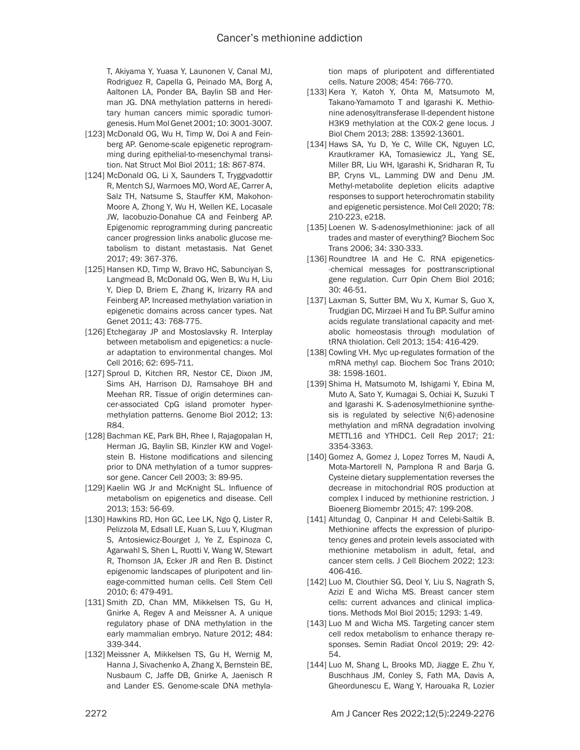T, Akiyama Y, Yuasa Y, Launonen V, Canal MJ, Rodriguez R, Capella G, Peinado MA, Borg A, Aaltonen LA, Ponder BA, Baylin SB and Herman JG. DNA methylation patterns in hereditary human cancers mimic sporadic tumorigenesis. Hum Mol Genet 2001; 10: 3001-3007.

[123] McDonald OG, Wu H, Timp W, Doi A and Feinberg AP. Genome-scale epigenetic reprogramming during epithelial-to-mesenchymal transition. Nat Struct Mol Biol 2011; 18: 867-874.

[124] McDonald OG, Li X, Saunders T, Tryggvadottir R, Mentch SJ, Warmoes MO, Word AE, Carrer A, Salz TH, Natsume S, Stauffer KM, Makohon-Moore A, Zhong Y, Wu H, Wellen KE, Locasale JW, Iacobuzio-Donahue CA and Feinberg AP. Epigenomic reprogramming during pancreatic cancer progression links anabolic glucose metabolism to distant metastasis. Nat Genet 2017; 49: 367-376.

[125] Hansen KD, Timp W, Bravo HC, Sabunciyan S, Langmead B, McDonald OG, Wen B, Wu H, Liu Y, Diep D, Briem E, Zhang K, Irizarry RA and Feinberg AP. Increased methylation variation in epigenetic domains across cancer types. Nat Genet 2011; 43: 768-775.

[126] Etchegaray JP and Mostoslavsky R. Interplay between metabolism and epigenetics: a nuclear adaptation to environmental changes. Mol Cell 2016; 62: 695-711.

[127] Sproul D, Kitchen RR, Nestor CE, Dixon JM, Sims AH, Harrison DJ, Ramsahoye BH and Meehan RR. Tissue of origin determines cancer-associated CpG island promoter hypermethylation patterns. Genome Biol 2012; 13: R84.

[128] Bachman KE, Park BH, Rhee I, Rajagopalan H, Herman JG, Baylin SB, Kinzler KW and Vogelstein B. Histone modifications and silencing prior to DNA methylation of a tumor suppressor gene. Cancer Cell 2003; 3: 89-95.

[129] Kaelin WG Jr and McKnight SL. Influence of metabolism on epigenetics and disease. Cell 2013; 153: 56-69.

[130] Hawkins RD, Hon GC, Lee LK, Ngo Q, Lister R, Pelizzola M, Edsall LE, Kuan S, Luu Y, Klugman S, Antosiewicz-Bourget J, Ye Z, Espinoza C, Agarwahl S, Shen L, Ruotti V, Wang W, Stewart R, Thomson JA, Ecker JR and Ren B. Distinct epigenomic landscapes of pluripotent and lineage-committed human cells. Cell Stem Cell 2010; 6: 479-491.

[131] Smith ZD, Chan MM, Mikkelsen TS, Gu H, Gnirke A, Regev A and Meissner A. A unique regulatory phase of DNA methylation in the early mammalian embryo. Nature 2012; 484: 339-344.

[132] Meissner A, Mikkelsen TS, Gu H, Wernig M, Hanna J, Sivachenko A, Zhang X, Bernstein BE, Nusbaum C, Jaffe DB, Gnirke A, Jaenisch R and Lander ES. Genome-scale DNA methylation maps of pluripotent and differentiated cells. Nature 2008; 454: 766-770.

[133] Kera Y, Katoh Y, Ohta M, Matsumoto M, Takano-Yamamoto T and Igarashi K. Methionine adenosyltransferase II-dependent histone H3K9 methylation at the COX-2 gene locus. J Biol Chem 2013; 288: 13592-13601.

[134] Haws SA, Yu D, Ye C, Wille CK, Nguyen LC, Krautkramer KA, Tomasiewicz JL, Yang SE, Miller BR, Liu WH, Igarashi K, Sridharan R, Tu BP, Cryns VL, Lamming DW and Denu JM. Methyl-metabolite depletion elicits adaptive responses to support heterochromatin stability and epigenetic persistence. Mol Cell 2020; 78: 210-223, e218.

[135] Loenen W. S-adenosylmethionine: jack of all trades and master of everything? Biochem Soc Trans 2006; 34: 330-333.

[136] Roundtree IA and He C. RNA epigenetics--chemical messages for posttranscriptional gene regulation. Curr Opin Chem Biol 2016; 30: 46-51.

[137] Laxman S, Sutter BM, Wu X, Kumar S, Guo X, Trudgian DC, Mirzaei H and Tu BP. Sulfur amino acids regulate translational capacity and metabolic homeostasis through modulation of tRNA thiolation. Cell 2013; 154: 416-429.

[138] Cowling VH. Myc up-regulates formation of the mRNA methyl cap. Biochem Soc Trans 2010; 38: 1598-1601.

[139] Shima H, Matsumoto M, Ishigami Y, Ebina M, Muto A, Sato Y, Kumagai S, Ochiai K, Suzuki T and Igarashi K. S-adenosylmethionine synthesis is regulated by selective N(6)-adenosine methylation and mRNA degradation involving METTL16 and YTHDC1. Cell Rep 2017; 21: 3354-3363.

[140] Gomez A, Gomez J, Lopez Torres M, Naudi A, Mota-Martorell N, Pamplona R and Barja G. Cysteine dietary supplementation reverses the decrease in mitochondrial ROS production at complex I induced by methionine restriction. J Bioenerg Biomembr 2015; 47: 199-208.

[141] Altundag O, Canpinar H and Celebi-Saltik B. Methionine affects the expression of pluripotency genes and protein levels associated with methionine metabolism in adult, fetal, and cancer stem cells. J Cell Biochem 2022; 123: 406-416.

[142] Luo M, Clouthier SG, Deol Y, Liu S, Nagrath S, Azizi E and Wicha MS. Breast cancer stem cells: current advances and clinical implications. Methods Mol Biol 2015; 1293: 1-49.

[143] Luo M and Wicha MS. Targeting cancer stem cell redox metabolism to enhance therapy responses. Semin Radiat Oncol 2019; 29: 42-54.

[144] Luo M, Shang L, Brooks MD, Jiagge E, Zhu Y, Buschhaus JM, Conley S, Fath MA, Davis A, Gheordunescu E, Wang Y, Harouaka R, Lozier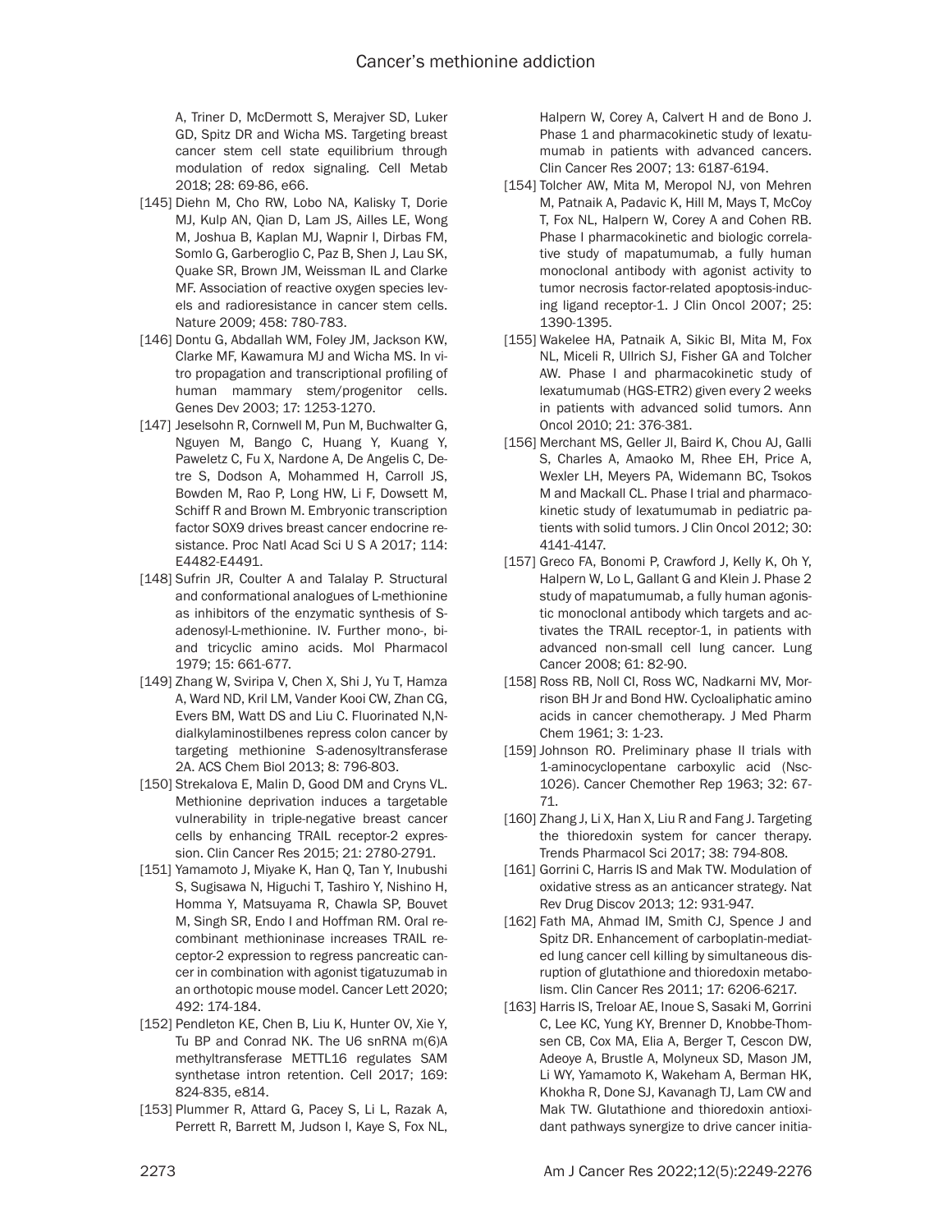A, Triner D, McDermott S, Merajver SD, Luker GD, Spitz DR and Wicha MS. Targeting breast cancer stem cell state equilibrium through modulation of redox signaling. Cell Metab 2018; 28: 69-86, e66.

[145] Diehn M, Cho RW, Lobo NA, Kalisky T, Dorie MJ, Kulp AN, Qian D, Lam JS, Ailles LE, Wong M, Joshua B, Kaplan MJ, Wapnir I, Dirbas FM, Somlo G, Garberoglio C, Paz B, Shen J, Lau SK, Quake SR, Brown JM, Weissman IL and Clarke MF. Association of reactive oxygen species levels and radioresistance in cancer stem cells. Nature 2009; 458: 780-783.

[146] Dontu G, Abdallah WM, Foley JM, Jackson KW, Clarke MF, Kawamura MJ and Wicha MS. In vitro propagation and transcriptional profiling of human mammary stem/progenitor cells. Genes Dev 2003; 17: 1253-1270.

[147] Jeselsohn R, Cornwell M, Pun M, Buchwalter G, Nguyen M, Bango C, Huang Y, Kuang Y, Paweletz C, Fu X, Nardone A, De Angelis C, Detre S, Dodson A, Mohammed H, Carroll JS, Bowden M, Rao P, Long HW, Li F, Dowsett M, Schiff R and Brown M. Embryonic transcription factor SOX9 drives breast cancer endocrine resistance. Proc Natl Acad Sci U S A 2017; 114: E4482-E4491.

[148] Sufrin JR, Coulter A and Talalay P. Structural and conformational analogues of L-methionine as inhibitors of the enzymatic synthesis of S-adenosyl-L-methionine. IV. Further mono-, bi- and tricyclic amino acids. Mol Pharmacol 1979; 15: 661-677.

[149] Zhang W, Sviripa V, Chen X, Shi J, Yu T, Hamza A, Ward ND, Kril LM, Vander Kooi CW, Zhan CG, Evers BM, Watt DS and Liu C. Fluorinated N,N-dialkylaminostilbenes repress colon cancer by targeting methionine S-adenosyltransferase 2A. ACS Chem Biol 2013; 8: 796-803.

[150] Strekalova E, Malin D, Good DM and Cryns VL. Methionine deprivation induces a targetable vulnerability in triple-negative breast cancer cells by enhancing TRAIL receptor-2 expression. Clin Cancer Res 2015; 21: 2780-2791.

[151] Yamamoto J, Miyake K, Han Q, Tan Y, Inubushi S, Sugisawa N, Higuchi T, Tashiro Y, Nishino H, Homma Y, Matsuyama R, Chawla SP, Bouvet M, Singh SR, Endo I and Hoffman RM. Oral recombinant methioninase increases TRAIL receptor-2 expression to regress pancreatic cancer in combination with agonist tigatuzumab in an orthotopic mouse model. Cancer Lett 2020; 492: 174-184.

[152] Pendleton KE, Chen B, Liu K, Hunter OV, Xie Y, Tu BP and Conrad NK. The U6 snRNA m(6)A methyltransferase METTL16 regulates SAM synthetase intron retention. Cell 2017; 169: 824-835, e814.

[153] Plummer R, Attard G, Pacey S, Li L, Razak A, Perrett R, Barrett M, Judson I, Kaye S, Fox NL, Halpern W, Corey A, Calvert H and de Bono J. Phase 1 and pharmacokinetic study of lexatumumab in patients with advanced cancers. Clin Cancer Res 2007; 13: 6187-6194.

[154] Tolcher AW, Mita M, Meropol NJ, von Mehren M, Patnaik A, Padavic K, Hill M, Mays T, McCoy T, Fox NL, Halpern W, Corey A and Cohen RB. Phase I pharmacokinetic and biologic correlative study of mapatumumab, a fully human monoclonal antibody with agonist activity to tumor necrosis factor-related apoptosis-inducing ligand receptor-1. J Clin Oncol 2007; 25: 1390-1395.

[155] Wakelee HA, Patnaik A, Sikic BI, Mita M, Fox NL, Miceli R, Ullrich SJ, Fisher GA and Tolcher AW. Phase I and pharmacokinetic study of lexatumumab (HGS-ETR2) given every 2 weeks in patients with advanced solid tumors. Ann Oncol 2010; 21: 376-381.

[156] Merchant MS, Geller JI, Baird K, Chou AJ, Galli S, Charles A, Amaoko M, Rhee EH, Price A, Wexler LH, Meyers PA, Widemann BC, Tsokos M and Mackall CL. Phase I trial and pharmacokinetic study of lexatumumab in pediatric patients with solid tumors. J Clin Oncol 2012; 30: 4141-4147.

[157] Greco FA, Bonomi P, Crawford J, Kelly K, Oh Y, Halpern W, Lo L, Gallant G and Klein J. Phase 2 study of mapatumumab, a fully human agonistic monoclonal antibody which targets and activates the TRAIL receptor-1, in patients with advanced non-small cell lung cancer. Lung Cancer 2008; 61: 82-90.

[158] Ross RB, Noll CI, Ross WC, Nadkarni MV, Morrison BH Jr and Bond HW. Cycloaliphatic amino acids in cancer chemotherapy. J Med Pharm Chem 1961; 3: 1-23.

[159] Johnson RO. Preliminary phase II trials with 1-aminocyclopentane carboxylic acid (Nsc-1026). Cancer Chemother Rep 1963; 32: 67-71.

[160] Zhang J, Li X, Han X, Liu R and Fang J. Targeting the thioredoxin system for cancer therapy. Trends Pharmacol Sci 2017; 38: 794-808.

[161] Gorrini C, Harris IS and Mak TW. Modulation of oxidative stress as an anticancer strategy. Nat Rev Drug Discov 2013; 12: 931-947.

[162] Fath MA, Ahmad IM, Smith CJ, Spence J and Spitz DR. Enhancement of carboplatin-mediated lung cancer cell killing by simultaneous disruption of glutathione and thioredoxin metabolism. Clin Cancer Res 2011; 17: 6206-6217.

[163] Harris IS, Treloar AE, Inoue S, Sasaki M, Gorrini C, Lee KC, Yung KY, Brenner D, Knobbe-Thomsen CB, Cox MA, Elia A, Berger T, Cescon DW, Adeoye A, Brustle A, Molyneux SD, Mason JM, Li WY, Yamamoto K, Wakeham A, Berman HK, Khokha R, Done SJ, Kavanagh TJ, Lam CW and Mak TW. Glutathione and thioredoxin antioxidant pathways synergize to drive cancer initia-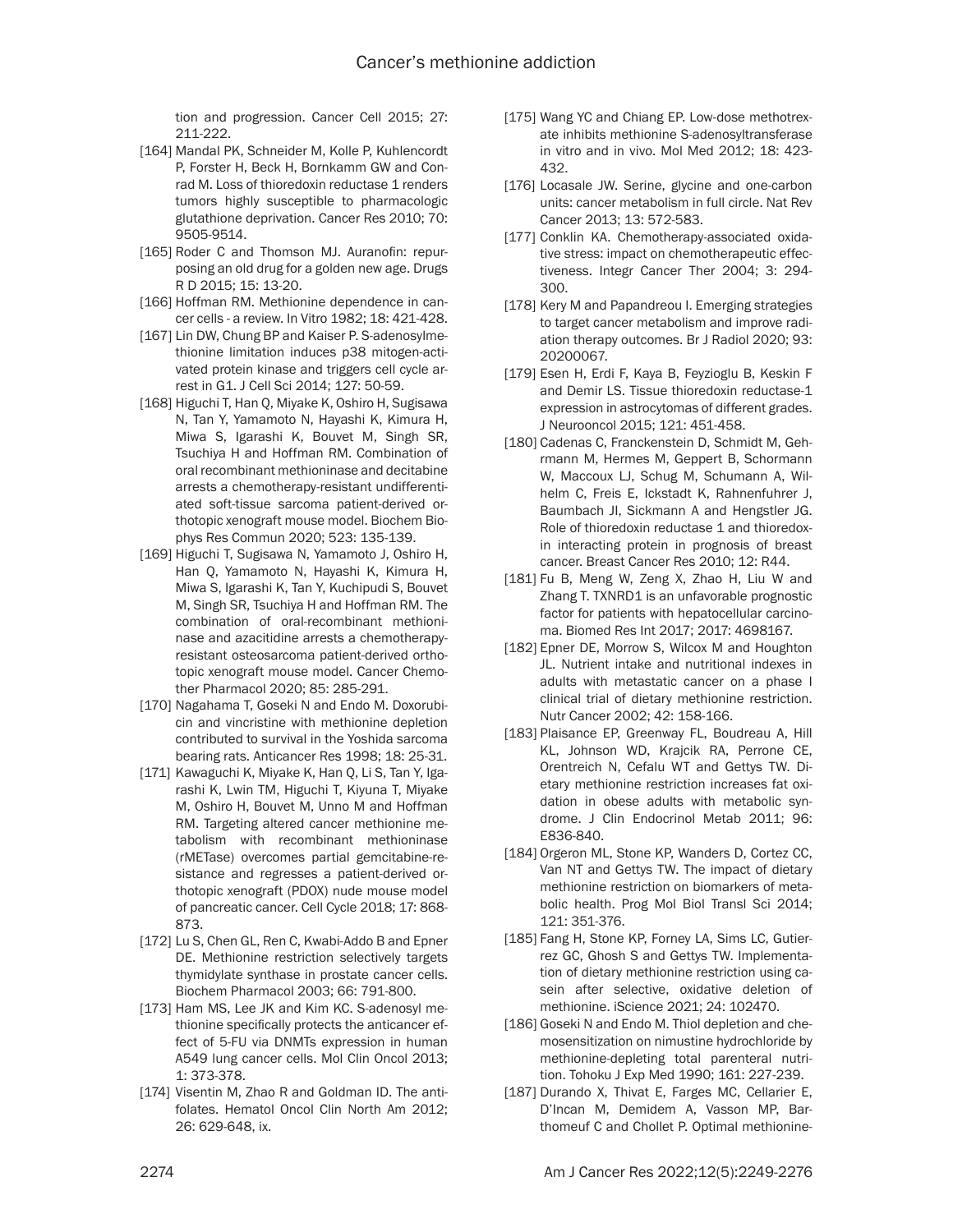tion and progression. Cancer Cell 2015; 27: 211-222.

[164] Mandal PK, Schneider M, Kolle P, Kuhlencordt P, Forster H, Beck H, Bornkamm GW and Conrad M. Loss of thioredoxin reductase 1 renders tumors highly susceptible to pharmacologic glutathione deprivation. Cancer Res 2010; 70: 9505-9514.

[165] Roder C and Thomson MJ. Auranofin: repurposing an old drug for a golden new age. Drugs R D 2015; 15: 13-20.

[166] Hoffman RM. Methionine dependence in cancer cells - a review. In Vitro 1982; 18: 421-428.

[167] Lin DW, Chung BP and Kaiser P. S-adenosylmethionine limitation induces p38 mitogen-activated protein kinase and triggers cell cycle arrest in G1. J Cell Sci 2014; 127: 50-59.

[168] Higuchi T, Han Q, Miyake K, Oshiro H, Sugisawa N, Tan Y, Yamamoto N, Hayashi K, Kimura H, Miwa S, Igarashi K, Bouvet M, Singh SR, Tsuchiya H and Hoffman RM. Combination of oral recombinant methioninase and decitabine arrests a chemotherapy-resistant undifferentiated soft-tissue sarcoma patient-derived orthotopic xenograft mouse model. Biochem Biophys Res Commun 2020; 523: 135-139.

[169] Higuchi T, Sugisawa N, Yamamoto J, Oshiro H, Han Q, Yamamoto N, Hayashi K, Kimura H, Miwa S, Igarashi K, Tan Y, Kuchipudi S, Bouvet M, Singh SR, Tsuchiya H and Hoffman RM. The combination of oral-recombinant methioninase and azacitidine arrests a chemotherapy-resistant osteosarcoma patient-derived orthotopic xenograft mouse model. Cancer Chemother Pharmacol 2020; 85: 285-291.

[170] Nagahama T, Goseki N and Endo M. Doxorubicin and vincristine with methionine depletion contributed to survival in the Yoshida sarcoma bearing rats. Anticancer Res 1998; 18: 25-31.

[171] Kawaguchi K, Miyake K, Han Q, Li S, Tan Y, Igarashi K, Lwin TM, Higuchi T, Kiyuna T, Miyake M, Oshiro H, Bouvet M, Unno M and Hoffman RM. Targeting altered cancer methionine metabolism with recombinant methioninase (rMETase) overcomes partial gemcitabine-resistance and regresses a patient-derived orthotopic xenograft (PDOX) nude mouse model of pancreatic cancer. Cell Cycle 2018; 17: 868-873.

[172] Lu S, Chen GL, Ren C, Kwabi-Addo B and Epner DE. Methionine restriction selectively targets thymidylate synthase in prostate cancer cells. Biochem Pharmacol 2003; 66: 791-800.

[173] Ham MS, Lee JK and Kim KC. S-adenosyl methionine specifically protects the anticancer effect of 5-FU via DNMTs expression in human A549 lung cancer cells. Mol Clin Oncol 2013; 1: 373-378.

[174] Visentin M, Zhao R and Goldman ID. The antifolates. Hematol Oncol Clin North Am 2012; 26: 629-648, ix.

[175] Wang YC and Chiang EP. Low-dose methotrexate inhibits methionine S-adenosyltransferase in vitro and in vivo. Mol Med 2012; 18: 423-432.

[176] Locasale JW. Serine, glycine and one-carbon units: cancer metabolism in full circle. Nat Rev Cancer 2013; 13: 572-583.

[177] Conklin KA. Chemotherapy-associated oxidative stress: impact on chemotherapeutic effectiveness. Integr Cancer Ther 2004; 3: 294-300.

[178] Kery M and Papandreou I. Emerging strategies to target cancer metabolism and improve radiation therapy outcomes. Br J Radiol 2020; 93: 20200067.

[179] Esen H, Erdi F, Kaya B, Feyzioglu B, Keskin F and Demir LS. Tissue thioredoxin reductase-1 expression in astrocytomas of different grades. J Neurooncol 2015; 121: 451-458.

[180] Cadenas C, Franckenstein D, Schmidt M, Gehrmann M, Hermes M, Geppert B, Schormann W, Maccoux LJ, Schug M, Schumann A, Wilhelm C, Freis E, Ickstadt K, Rahnenfuhrer J, Baumbach JI, Sickmann A and Hengstler JG. Role of thioredoxin reductase 1 and thioredoxin interacting protein in prognosis of breast cancer. Breast Cancer Res 2010; 12: R44.

[181] Fu B, Meng W, Zeng X, Zhao H, Liu W and Zhang T. TXNRD1 is an unfavorable prognostic factor for patients with hepatocellular carcinoma. Biomed Res Int 2017; 2017: 4698167.

[182] Epner DE, Morrow S, Wilcox M and Houghton JL. Nutrient intake and nutritional indexes in adults with metastatic cancer on a phase I clinical trial of dietary methionine restriction. Nutr Cancer 2002; 42: 158-166.

[183] Plaisance EP, Greenway FL, Boudreau A, Hill KL, Johnson WD, Krajcik RA, Perrone CE, Orentreich N, Cefalu WT and Gettys TW. Dietary methionine restriction increases fat oxidation in obese adults with metabolic syndrome. J Clin Endocrinol Metab 2011; 96: E836-840.

[184] Orgeron ML, Stone KP, Wanders D, Cortez CC, Van NT and Gettys TW. The impact of dietary methionine restriction on biomarkers of metabolic health. Prog Mol Biol Transl Sci 2014; 121: 351-376.

[185] Fang H, Stone KP, Forney LA, Sims LC, Gutierrez GC, Ghosh S and Gettys TW. Implementation of dietary methionine restriction using casein after selective, oxidative deletion of methionine. iScience 2021; 24: 102470.

[186] Goseki N and Endo M. Thiol depletion and chemosensitization on nimustine hydrochloride by methionine-depleting total parenteral nutrition. Tohoku J Exp Med 1990; 161: 227-239.

[187] Durando X, Thivat E, Farges MC, Cellarier E, D'Incan M, Demidem A, Vasson MP, Barthomeuf C and Chollet P. Optimal methionine-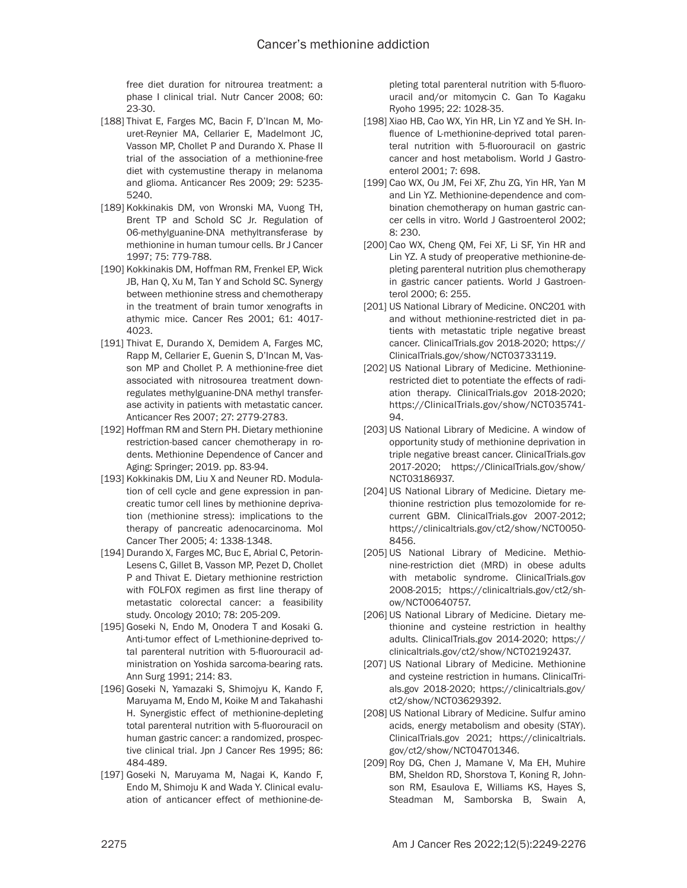free diet duration for nitrourea treatment: a phase I clinical trial. Nutr Cancer 2008; 60: 23-30.

[188] Thivat E, Farges MC, Bacin F, D'Incan M, Mouret-Reynier MA, Cellarier E, Madelmont JC, Vasson MP, Chollet P and Durando X. Phase II trial of the association of a methionine-free diet with cystemustine therapy in melanoma and glioma. Anticancer Res 2009; 29: 5235-5240.

[189] Kokkinakis DM, von Wronski MA, Vuong TH, Brent TP and Schold SC Jr. Regulation of 06-methylguanine-DNA methyltransferase by methionine in human tumour cells. Br J Cancer 1997; 75: 779-788.

[190] Kokkinakis DM, Hoffman RM, Frenkel EP, Wick JB, Han Q, Xu M, Tan Y and Schold SC. Synergy between methionine stress and chemotherapy in the treatment of brain tumor xenografts in athymic mice. Cancer Res 2001; 61: 4017-4023.

[191] Thivat E, Durando X, Demidem A, Farges MC, Rapp M, Cellarier E, Guenin S, D'Incan M, Vasson MP and Chollet P. A methionine-free diet associated with nitrosourea treatment down-regulates methylguanine-DNA methyl transferase activity in patients with metastatic cancer. Anticancer Res 2007; 27: 2779-2783.

[192] Hoffman RM and Stern PH. Dietary methionine restriction-based cancer chemotherapy in rodents. Methionine Dependence of Cancer and Aging: Springer; 2019. pp. 83-94.

[193] Kokkinakis DM, Liu X and Neuner RD. Modulation of cell cycle and gene expression in pancreatic tumor cell lines by methionine deprivation (methionine stress): implications to the therapy of pancreatic adenocarcinoma. Mol Cancer Ther 2005; 4: 1338-1348.

[194] Durando X, Farges MC, Buc E, Abrial C, Petorin-Lesens C, Gillet B, Vasson MP, Pezet D, Chollet P and Thivat E. Dietary methionine restriction with FOLFOX regimen as first line therapy of metastatic colorectal cancer: a feasibility study. Oncology 2010; 78: 205-209.

[195] Goseki N, Endo M, Onodera T and Kosaki G. Anti-tumor effect of L-methionine-deprived total parenteral nutrition with 5-fluorouracil administration on Yoshida sarcoma-bearing rats. Ann Surg 1991; 214: 83.

[196] Goseki N, Yamazaki S, Shimojyu K, Kando F, Maruyama M, Endo M, Koike M and Takahashi H. Synergistic effect of methionine-depleting total parenteral nutrition with 5-fluorouracil on human gastric cancer: a randomized, prospective clinical trial. Jpn J Cancer Res 1995; 86: 484-489.

[197] Goseki N, Maruyama M, Nagai K, Kando F, Endo M, Shimoju K and Wada Y. Clinical evaluation of anticancer effect of methionine-depleting total parenteral nutrition with 5-fluorouracil and/or mitomycin C. Gan To Kagaku Ryoho 1995; 22: 1028-35.

[198] Xiao HB, Cao WX, Yin HR, Lin YZ and Ye SH. Influence of L-methionine-deprived total parenteral nutrition with 5-fluorouracil on gastric cancer and host metabolism. World J Gastroenterol 2001; 7: 698.

[199] Cao WX, Ou JM, Fei XF, Zhu ZG, Yin HR, Yan M and Lin YZ. Methionine-dependence and combination chemotherapy on human gastric cancer cells in vitro. World J Gastroenterol 2002; 8: 230.

[200] Cao WX, Cheng QM, Fei XF, Li SF, Yin HR and Lin YZ. A study of preoperative methionine-depleting parenteral nutrition plus chemotherapy in gastric cancer patients. World J Gastroenterol 2000; 6: 255.

[201] US National Library of Medicine. ONC201 with and without methionine-restricted diet in patients with metastatic triple negative breast cancer. ClinicalTrials.gov 2018-2020; https://ClinicalTrials.gov/show/NCT03733119.

[202] US National Library of Medicine. Methionine-restricted diet to potentiate the effects of radiation therapy. ClinicalTrials.gov 2018-2020; https://ClinicalTrials.gov/show/NCT03574194.

[203] US National Library of Medicine. A window of opportunity study of methionine deprivation in triple negative breast cancer. ClinicalTrials.gov 2017-2020; https://ClinicalTrials.gov/show/NCT03186937.

[204] US National Library of Medicine. Dietary methionine restriction plus temozolomide for recurrent GBM. ClinicalTrials.gov 2007-2012; https://clinicaltrials.gov/ct2/show/NCT00508456.

[205] US National Library of Medicine. Methionine-restriction diet (MRD) in obese adults with metabolic syndrome. ClinicalTrials.gov 2008-2015; https://clinicaltrials.gov/ct2/show/NCT00640757.

[206] US National Library of Medicine. Dietary methionine and cysteine restriction in healthy adults. ClinicalTrials.gov 2014-2020; https://clinicaltrials.gov/ct2/show/NCT02192437.

[207] US National Library of Medicine. Methionine and cysteine restriction in humans. ClinicalTrials.gov 2018-2020; https://clinicaltrials.gov/ct2/show/NCT03629392.

[208] US National Library of Medicine. Sulfur amino acids, energy metabolism and obesity (STAY). ClinicalTrials.gov 2021; https://clinicaltrials.gov/ct2/show/NCT04701346.

[209] Roy DG, Chen J, Mamane V, Ma EH, Muhire BM, Sheldon RD, Shorstova T, Koning R, Johnson RM, Esaulova E, Williams KS, Hayes S, Steadman M, Samborska B, Swain A,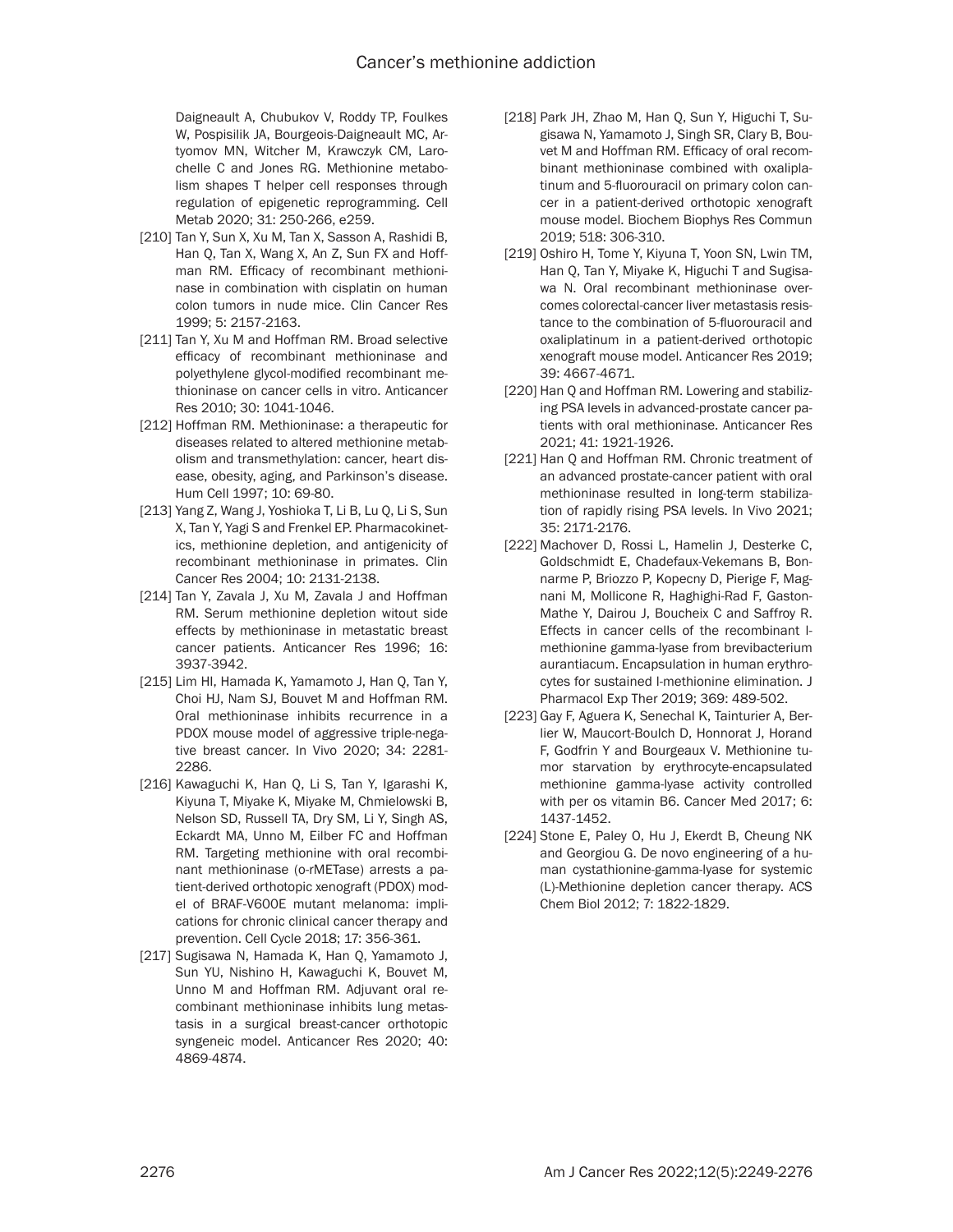Daigneault A, Chubukov V, Roddy TP, Foulkes W, Pospisilik JA, Bourgeois-Daigneault MC, Artyomov MN, Witcher M, Krawczyk CM, Larochelle C and Jones RG. Methionine metabolism shapes T helper cell responses through regulation of epigenetic reprogramming. Cell Metab 2020; 31: 250-266, e259.

[210] Tan Y, Sun X, Xu M, Tan X, Sasson A, Rashidi B, Han Q, Tan X, Wang X, An Z, Sun FX and Hoffman RM. Efficacy of recombinant methioninase in combination with cisplatin on human colon tumors in nude mice. Clin Cancer Res 1999; 5: 2157-2163.

[211] Tan Y, Xu M and Hoffman RM. Broad selective efficacy of recombinant methioninase and polyethylene glycol-modified recombinant methioninase on cancer cells in vitro. Anticancer Res 2010; 30: 1041-1046.

[212] Hoffman RM. Methioninase: a therapeutic for diseases related to altered methionine metabolism and transmethylation: cancer, heart disease, obesity, aging, and Parkinson's disease. Hum Cell 1997; 10: 69-80.

[213] Yang Z, Wang J, Yoshioka T, Li B, Lu Q, Li S, Sun X, Tan Y, Yagi S and Frenkel EP. Pharmacokinetics, methionine depletion, and antigenicity of recombinant methioninase in primates. Clin Cancer Res 2004; 10: 2131-2138.

[214] Tan Y, Zavala J, Xu M, Zavala J and Hoffman RM. Serum methionine depletion witout side effects by methioninase in metastatic breast cancer patients. Anticancer Res 1996; 16: 3937-3942.

[215] Lim HI, Hamada K, Yamamoto J, Han Q, Tan Y, Choi HJ, Nam SJ, Bouvet M and Hoffman RM. Oral methioninase inhibits recurrence in a PDOX mouse model of aggressive triple-negative breast cancer. In Vivo 2020; 34: 2281-2286.

[216] Kawaguchi K, Han Q, Li S, Tan Y, Igarashi K, Kiyuna T, Miyake K, Miyake M, Chmielowski B, Nelson SD, Russell TA, Dry SM, Li Y, Singh AS, Eckardt MA, Unno M, Eilber FC and Hoffman RM. Targeting methionine with oral recombinant methioninase (o-rMETase) arrests a patient-derived orthotopic xenograft (PDOX) model of BRAF-V600E mutant melanoma: implications for chronic clinical cancer therapy and prevention. Cell Cycle 2018; 17: 356-361.

[217] Sugisawa N, Hamada K, Han Q, Yamamoto J, Sun YU, Nishino H, Kawaguchi K, Bouvet M, Unno M and Hoffman RM. Adjuvant oral recombinant methioninase inhibits lung metastasis in a surgical breast-cancer orthotopic syngeneic model. Anticancer Res 2020; 40: 4869-4874.

[218] Park JH, Zhao M, Han Q, Sun Y, Higuchi T, Sugisawa N, Yamamoto J, Singh SR, Clary B, Bouvet M and Hoffman RM. Efficacy of oral recombinant methioninase combined with oxaliplatinum and 5-fluorouracil on primary colon cancer in a patient-derived orthotopic xenograft mouse model. Biochem Biophys Res Commun 2019; 518: 306-310.

[219] Oshiro H, Tome Y, Kiyuna T, Yoon SN, Lwin TM, Han Q, Tan Y, Miyake K, Higuchi T and Sugisawa N. Oral recombinant methioninase overcomes colorectal-cancer liver metastasis resistance to the combination of 5-fluorouracil and oxaliplatinum in a patient-derived orthotopic xenograft mouse model. Anticancer Res 2019; 39: 4667-4671.

[220] Han Q and Hoffman RM. Lowering and stabilizing PSA levels in advanced-prostate cancer patients with oral methioninase. Anticancer Res 2021; 41: 1921-1926.

[221] Han Q and Hoffman RM. Chronic treatment of an advanced prostate-cancer patient with oral methioninase resulted in long-term stabilization of rapidly rising PSA levels. In Vivo 2021; 35: 2171-2176.

[222] Machover D, Rossi L, Hamelin J, Desterke C, Goldschmidt E, Chadefaux-Vekemans B, Bonnarme P, Briozzo P, Kopecny D, Pierige F, Magnani M, Mollicone R, Haghighi-Rad F, Gaston-Mathe Y, Dairou J, Boucheix C and Saffroy R. Effects in cancer cells of the recombinant l-methionine gamma-lyase from brevibacterium aurantiacum. Encapsulation in human erythrocytes for sustained l-methionine elimination. J Pharmacol Exp Ther 2019; 369: 489-502.

[223] Gay F, Aguera K, Senechal K, Tainturier A, Berlier W, Maucort-Boulch D, Honnorat J, Horand F, Godfrin Y and Bourgeaux V. Methionine tumor starvation by erythrocyte-encapsulated methionine gamma-lyase activity controlled with per os vitamin B6. Cancer Med 2017; 6: 1437-1452.

[224] Stone E, Paley O, Hu J, Ekerdt B, Cheung NK and Georgiou G. De novo engineering of a human cystathionine-gamma-lyase for systemic (L)-Methionine depletion cancer therapy. ACS Chem Biol 2012; 7: 1822-1829.